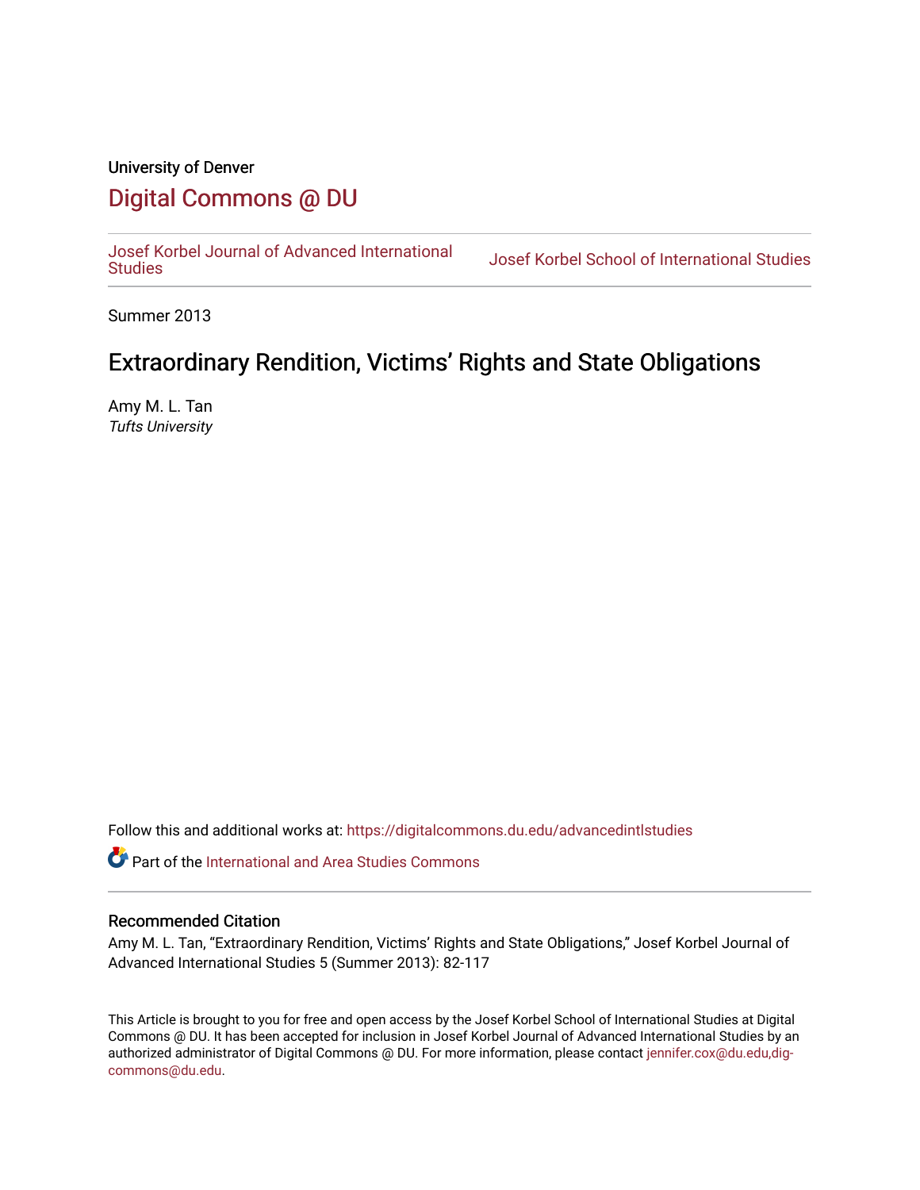University of Denver

# Digital Commons @ DU

Josef Korbel Journal of Advanced International Studies | Josef Korbel School of International Studies

Summer 2013

## Extraordinary Rendition, Victims' Rights and State Obligations

Amy M. L. Tan
*Tufts University*

Follow this and additional works at: https://digitalcommons.du.edu/advancedintlstudies

Part of the International and Area Studies Commons

### Recommended Citation

Amy M. L. Tan, "Extraordinary Rendition, Victims' Rights and State Obligations," Josef Korbel Journal of Advanced International Studies 5 (Summer 2013): 82-117

This Article is brought to you for free and open access by the Josef Korbel School of International Studies at Digital Commons @ DU. It has been accepted for inclusion in Josef Korbel Journal of Advanced International Studies by an authorized administrator of Digital Commons @ DU. For more information, please contact jennifer.cox@du.edu,dig-commons@du.edu.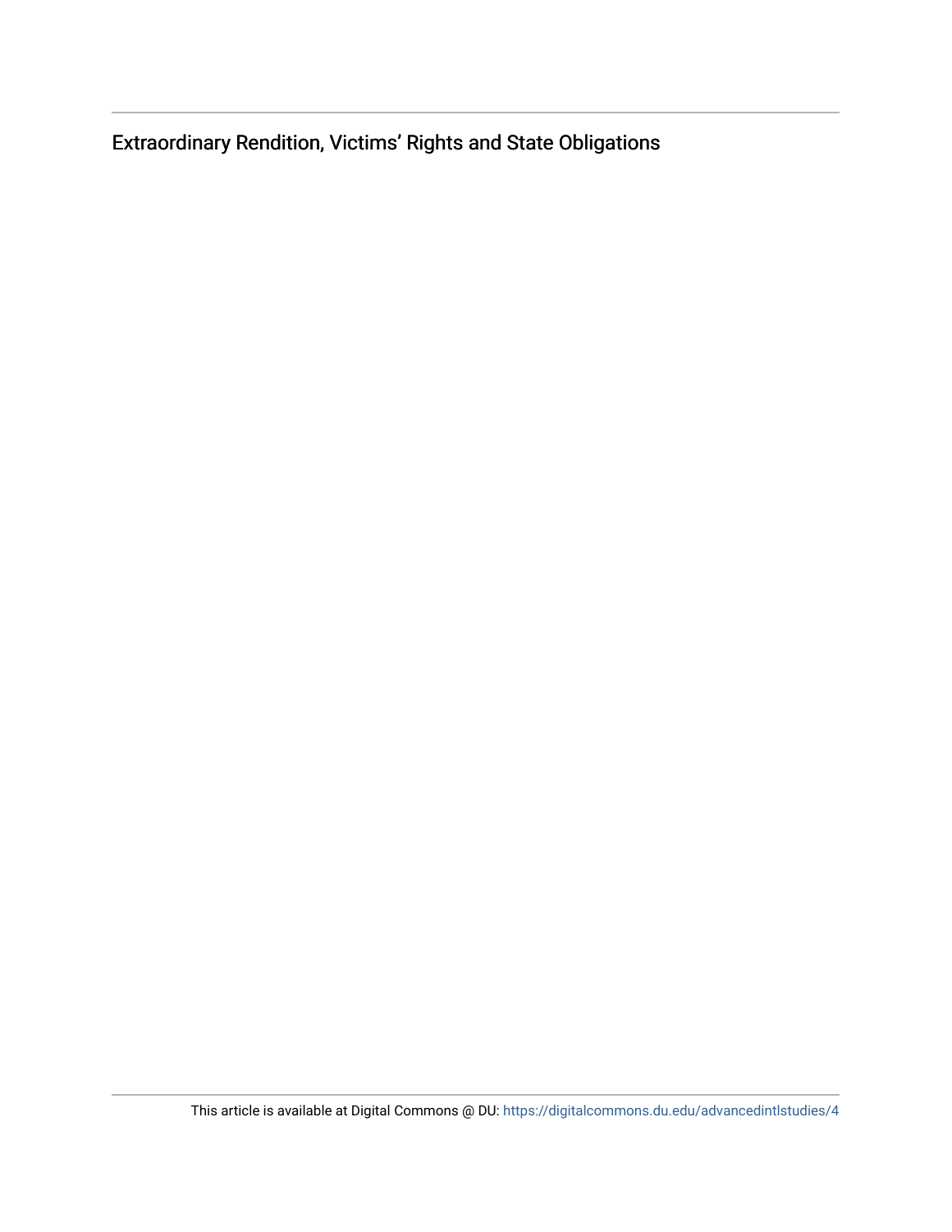Extraordinary Rendition, Victims' Rights and State Obligations

This article is available at Digital Commons @ DU: https://digitalcommons.du.edu/advancedintlstudies/4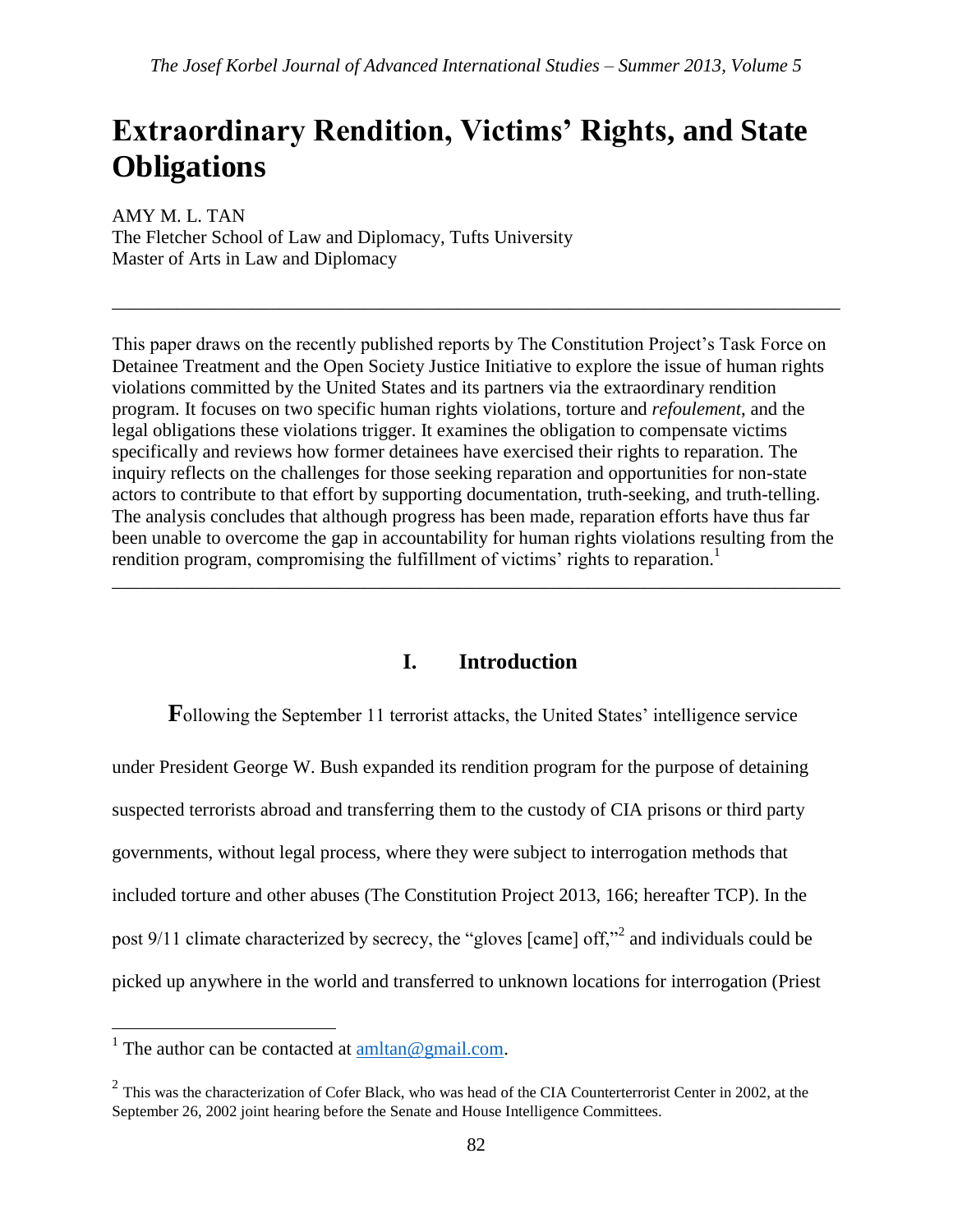# Extraordinary Rendition, Victims' Rights, and State Obligations

AMY M. L. TAN
The Fletcher School of Law and Diplomacy, Tufts University
Master of Arts in Law and Diplomacy

---

This paper draws on the recently published reports by The Constitution Project's Task Force on Detainee Treatment and the Open Society Justice Initiative to explore the issue of human rights violations committed by the United States and its partners via the extraordinary rendition program. It focuses on two specific human rights violations, torture and *refoulement*, and the legal obligations these violations trigger. It examines the obligation to compensate victims specifically and reviews how former detainees have exercised their rights to reparation. The inquiry reflects on the challenges for those seeking reparation and opportunities for non-state actors to contribute to that effort by supporting documentation, truth-seeking, and truth-telling. The analysis concludes that although progress has been made, reparation efforts have thus far been unable to overcome the gap in accountability for human rights violations resulting from the rendition program, compromising the fulfillment of victims' rights to reparation.[1]

---

## I. Introduction

**F**ollowing the September 11 terrorist attacks, the United States' intelligence service under President George W. Bush expanded its rendition program for the purpose of detaining suspected terrorists abroad and transferring them to the custody of CIA prisons or third party governments, without legal process, where they were subject to interrogation methods that included torture and other abuses (The Constitution Project 2013, 166; hereafter TCP). In the post 9/11 climate characterized by secrecy, the "gloves [came] off,"[2] and individuals could be picked up anywhere in the world and transferred to unknown locations for interrogation (Priest

---

[1] The author can be contacted at amltan@gmail.com.

[2] This was the characterization of Cofer Black, who was head of the CIA Counterterrorist Center in 2002, at the September 26, 2002 joint hearing before the Senate and House Intelligence Committees.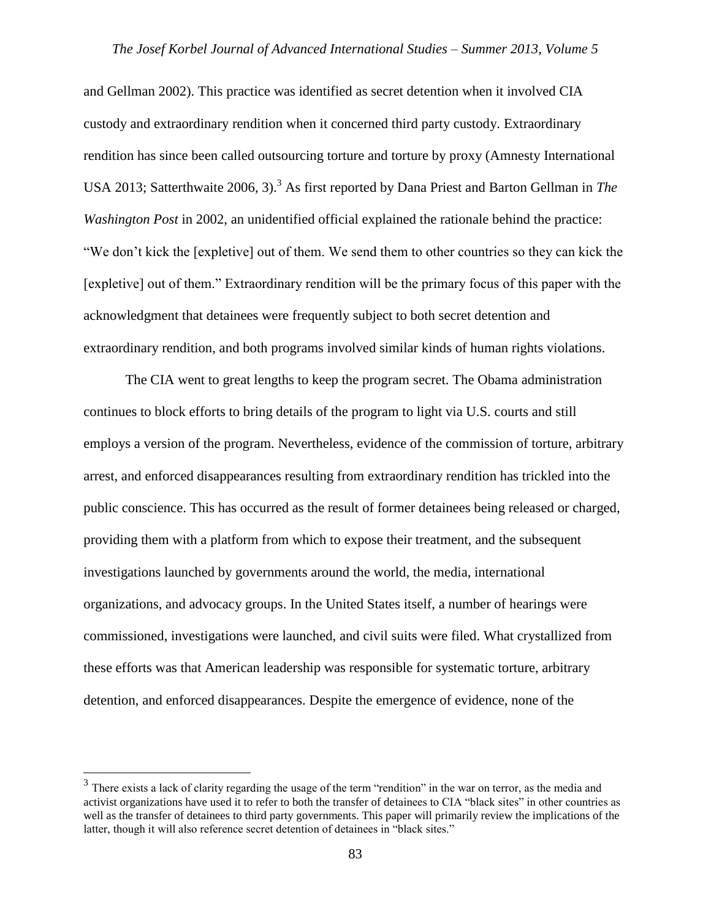and Gellman 2002). This practice was identified as secret detention when it involved CIA custody and extraordinary rendition when it concerned third party custody. Extraordinary rendition has since been called outsourcing torture and torture by proxy (Amnesty International USA 2013; Satterthwaite 2006, 3).[3] As first reported by Dana Priest and Barton Gellman in *The Washington Post* in 2002, an unidentified official explained the rationale behind the practice: "We don't kick the [expletive] out of them. We send them to other countries so they can kick the [expletive] out of them." Extraordinary rendition will be the primary focus of this paper with the acknowledgment that detainees were frequently subject to both secret detention and extraordinary rendition, and both programs involved similar kinds of human rights violations.

The CIA went to great lengths to keep the program secret. The Obama administration continues to block efforts to bring details of the program to light via U.S. courts and still employs a version of the program. Nevertheless, evidence of the commission of torture, arbitrary arrest, and enforced disappearances resulting from extraordinary rendition has trickled into the public conscience. This has occurred as the result of former detainees being released or charged, providing them with a platform from which to expose their treatment, and the subsequent investigations launched by governments around the world, the media, international organizations, and advocacy groups. In the United States itself, a number of hearings were commissioned, investigations were launched, and civil suits were filed. What crystallized from these efforts was that American leadership was responsible for systematic torture, arbitrary detention, and enforced disappearances. Despite the emergence of evidence, none of the

[3] There exists a lack of clarity regarding the usage of the term "rendition" in the war on terror, as the media and activist organizations have used it to refer to both the transfer of detainees to CIA "black sites" in other countries as well as the transfer of detainees to third party governments. This paper will primarily review the implications of the latter, though it will also reference secret detention of detainees in "black sites."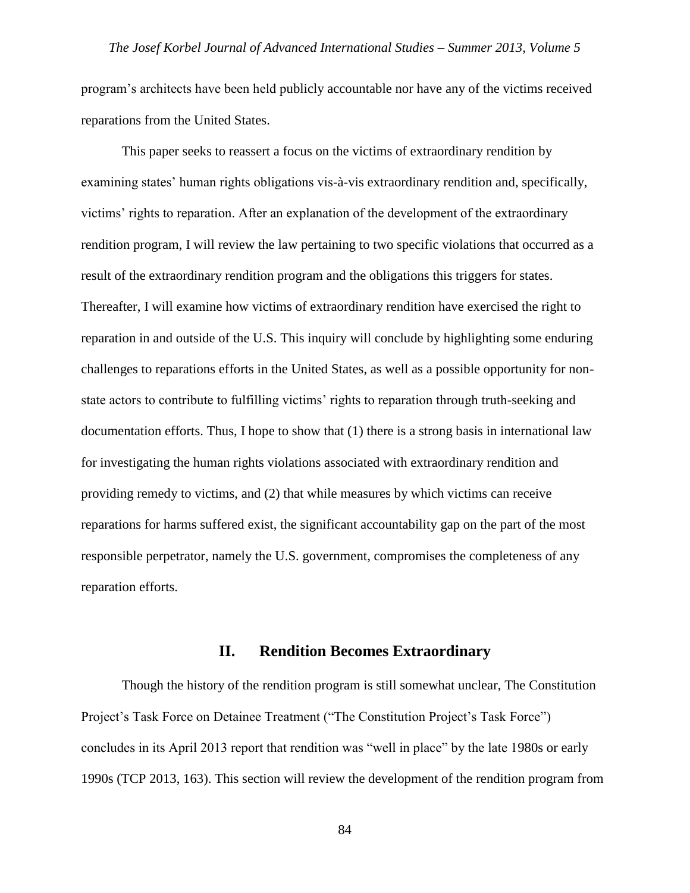program's architects have been held publicly accountable nor have any of the victims received reparations from the United States.

This paper seeks to reassert a focus on the victims of extraordinary rendition by examining states' human rights obligations vis-à-vis extraordinary rendition and, specifically, victims' rights to reparation. After an explanation of the development of the extraordinary rendition program, I will review the law pertaining to two specific violations that occurred as a result of the extraordinary rendition program and the obligations this triggers for states. Thereafter, I will examine how victims of extraordinary rendition have exercised the right to reparation in and outside of the U.S. This inquiry will conclude by highlighting some enduring challenges to reparations efforts in the United States, as well as a possible opportunity for non-state actors to contribute to fulfilling victims' rights to reparation through truth-seeking and documentation efforts. Thus, I hope to show that (1) there is a strong basis in international law for investigating the human rights violations associated with extraordinary rendition and providing remedy to victims, and (2) that while measures by which victims can receive reparations for harms suffered exist, the significant accountability gap on the part of the most responsible perpetrator, namely the U.S. government, compromises the completeness of any reparation efforts.

## II. Rendition Becomes Extraordinary

Though the history of the rendition program is still somewhat unclear, The Constitution Project's Task Force on Detainee Treatment ("The Constitution Project's Task Force") concludes in its April 2013 report that rendition was "well in place" by the late 1980s or early 1990s (TCP 2013, 163). This section will review the development of the rendition program from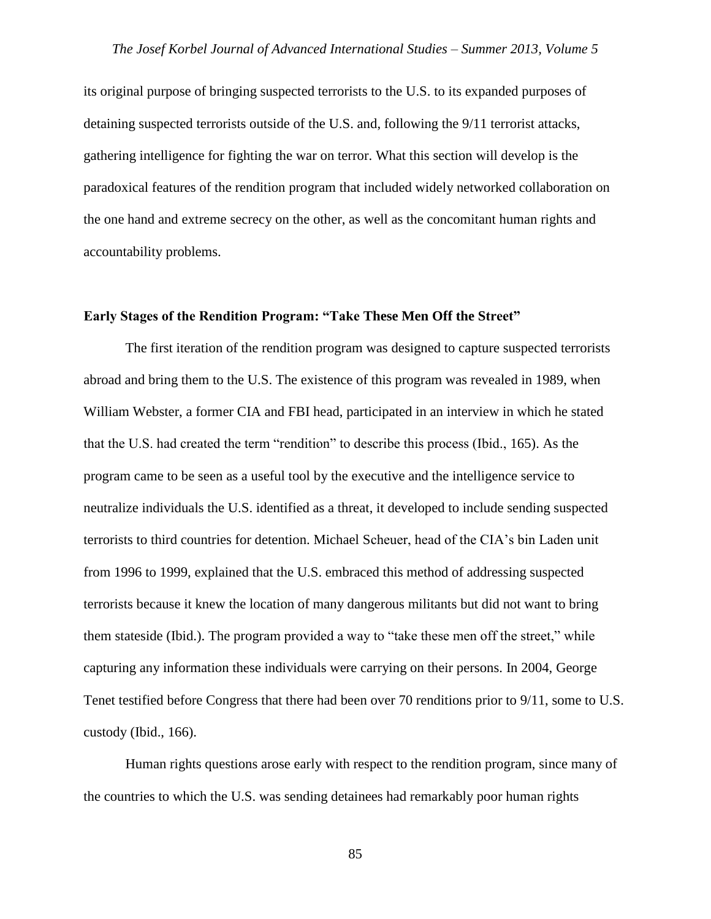its original purpose of bringing suspected terrorists to the U.S. to its expanded purposes of detaining suspected terrorists outside of the U.S. and, following the 9/11 terrorist attacks, gathering intelligence for fighting the war on terror. What this section will develop is the paradoxical features of the rendition program that included widely networked collaboration on the one hand and extreme secrecy on the other, as well as the concomitant human rights and accountability problems.

### Early Stages of the Rendition Program: "Take These Men Off the Street"

The first iteration of the rendition program was designed to capture suspected terrorists abroad and bring them to the U.S. The existence of this program was revealed in 1989, when William Webster, a former CIA and FBI head, participated in an interview in which he stated that the U.S. had created the term "rendition" to describe this process (Ibid., 165). As the program came to be seen as a useful tool by the executive and the intelligence service to neutralize individuals the U.S. identified as a threat, it developed to include sending suspected terrorists to third countries for detention. Michael Scheuer, head of the CIA's bin Laden unit from 1996 to 1999, explained that the U.S. embraced this method of addressing suspected terrorists because it knew the location of many dangerous militants but did not want to bring them stateside (Ibid.). The program provided a way to "take these men off the street," while capturing any information these individuals were carrying on their persons. In 2004, George Tenet testified before Congress that there had been over 70 renditions prior to 9/11, some to U.S. custody (Ibid., 166).

Human rights questions arose early with respect to the rendition program, since many of the countries to which the U.S. was sending detainees had remarkably poor human rights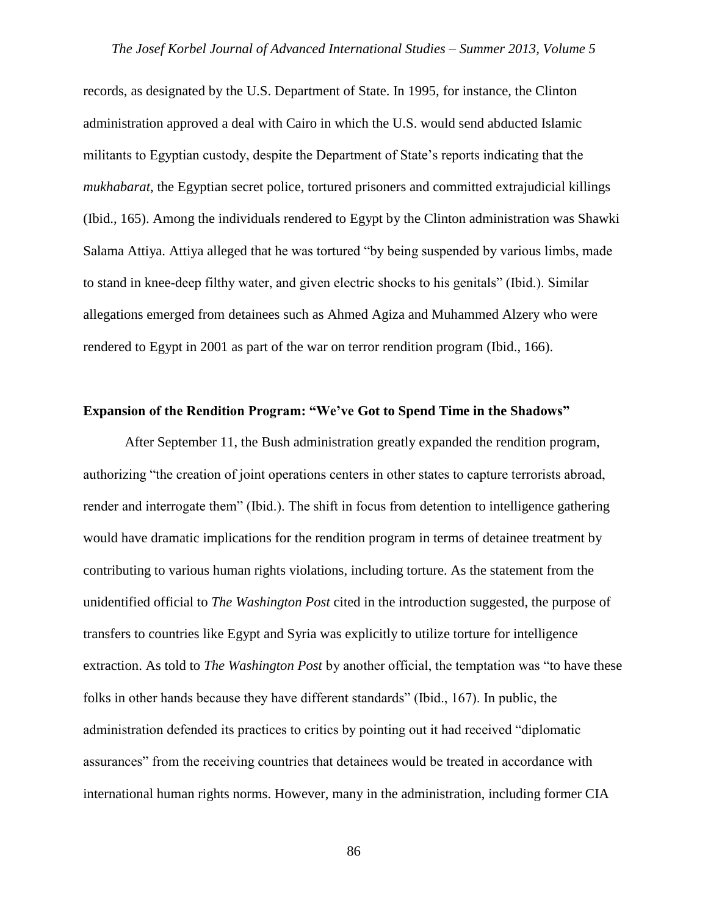records, as designated by the U.S. Department of State. In 1995, for instance, the Clinton administration approved a deal with Cairo in which the U.S. would send abducted Islamic militants to Egyptian custody, despite the Department of State's reports indicating that the *mukhabarat*, the Egyptian secret police, tortured prisoners and committed extrajudicial killings (Ibid., 165). Among the individuals rendered to Egypt by the Clinton administration was Shawki Salama Attiya. Attiya alleged that he was tortured "by being suspended by various limbs, made to stand in knee-deep filthy water, and given electric shocks to his genitals" (Ibid.). Similar allegations emerged from detainees such as Ahmed Agiza and Muhammed Alzery who were rendered to Egypt in 2001 as part of the war on terror rendition program (Ibid., 166).

### Expansion of the Rendition Program: "We've Got to Spend Time in the Shadows"

After September 11, the Bush administration greatly expanded the rendition program, authorizing "the creation of joint operations centers in other states to capture terrorists abroad, render and interrogate them" (Ibid.). The shift in focus from detention to intelligence gathering would have dramatic implications for the rendition program in terms of detainee treatment by contributing to various human rights violations, including torture. As the statement from the unidentified official to *The Washington Post* cited in the introduction suggested, the purpose of transfers to countries like Egypt and Syria was explicitly to utilize torture for intelligence extraction. As told to *The Washington Post* by another official, the temptation was "to have these folks in other hands because they have different standards" (Ibid., 167). In public, the administration defended its practices to critics by pointing out it had received "diplomatic assurances" from the receiving countries that detainees would be treated in accordance with international human rights norms. However, many in the administration, including former CIA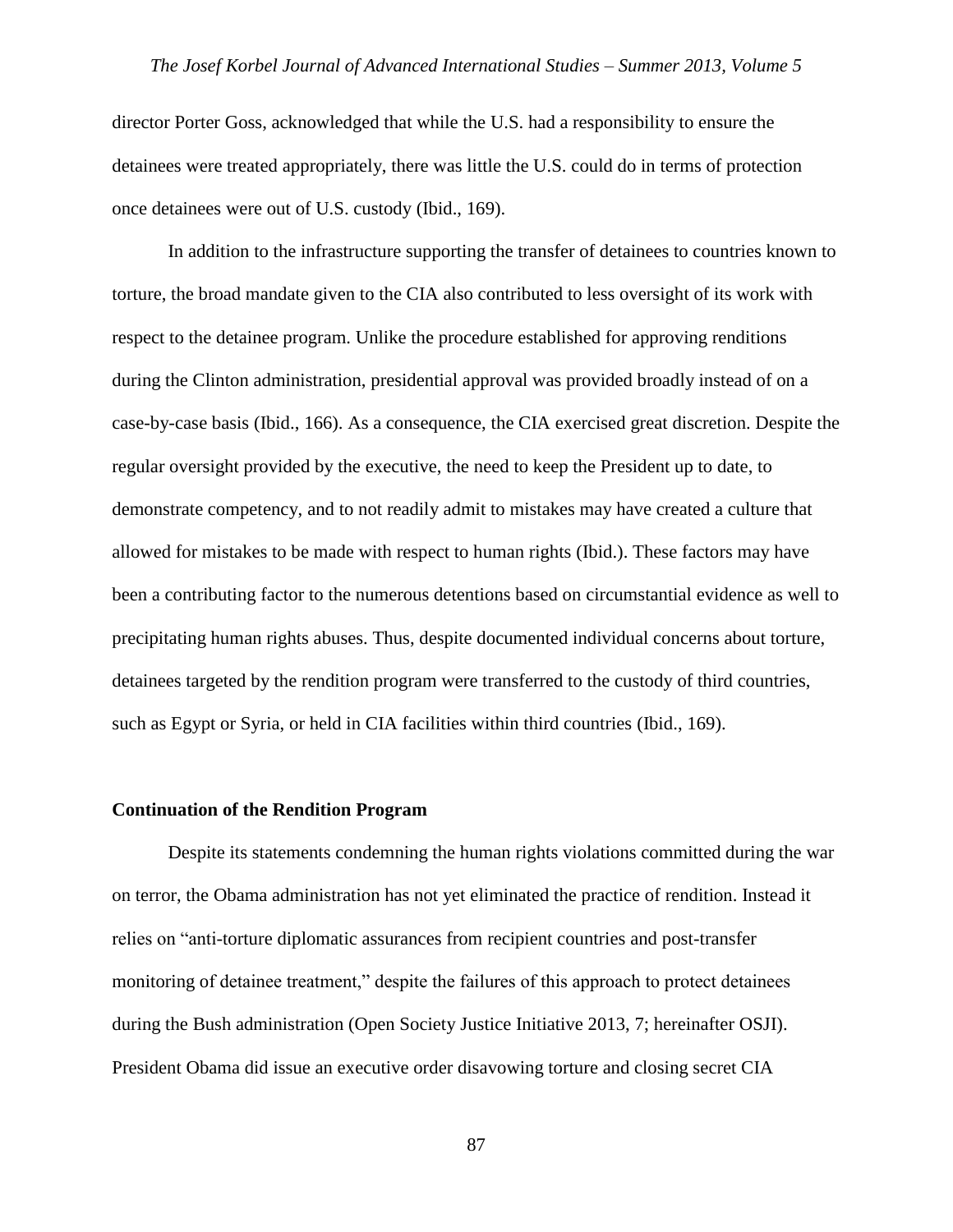director Porter Goss, acknowledged that while the U.S. had a responsibility to ensure the detainees were treated appropriately, there was little the U.S. could do in terms of protection once detainees were out of U.S. custody (Ibid., 169).

In addition to the infrastructure supporting the transfer of detainees to countries known to torture, the broad mandate given to the CIA also contributed to less oversight of its work with respect to the detainee program. Unlike the procedure established for approving renditions during the Clinton administration, presidential approval was provided broadly instead of on a case-by-case basis (Ibid., 166). As a consequence, the CIA exercised great discretion. Despite the regular oversight provided by the executive, the need to keep the President up to date, to demonstrate competency, and to not readily admit to mistakes may have created a culture that allowed for mistakes to be made with respect to human rights (Ibid.). These factors may have been a contributing factor to the numerous detentions based on circumstantial evidence as well to precipitating human rights abuses. Thus, despite documented individual concerns about torture, detainees targeted by the rendition program were transferred to the custody of third countries, such as Egypt or Syria, or held in CIA facilities within third countries (Ibid., 169).

**Continuation of the Rendition Program**

Despite its statements condemning the human rights violations committed during the war on terror, the Obama administration has not yet eliminated the practice of rendition. Instead it relies on "anti-torture diplomatic assurances from recipient countries and post-transfer monitoring of detainee treatment," despite the failures of this approach to protect detainees during the Bush administration (Open Society Justice Initiative 2013, 7; hereinafter OSJI). President Obama did issue an executive order disavowing torture and closing secret CIA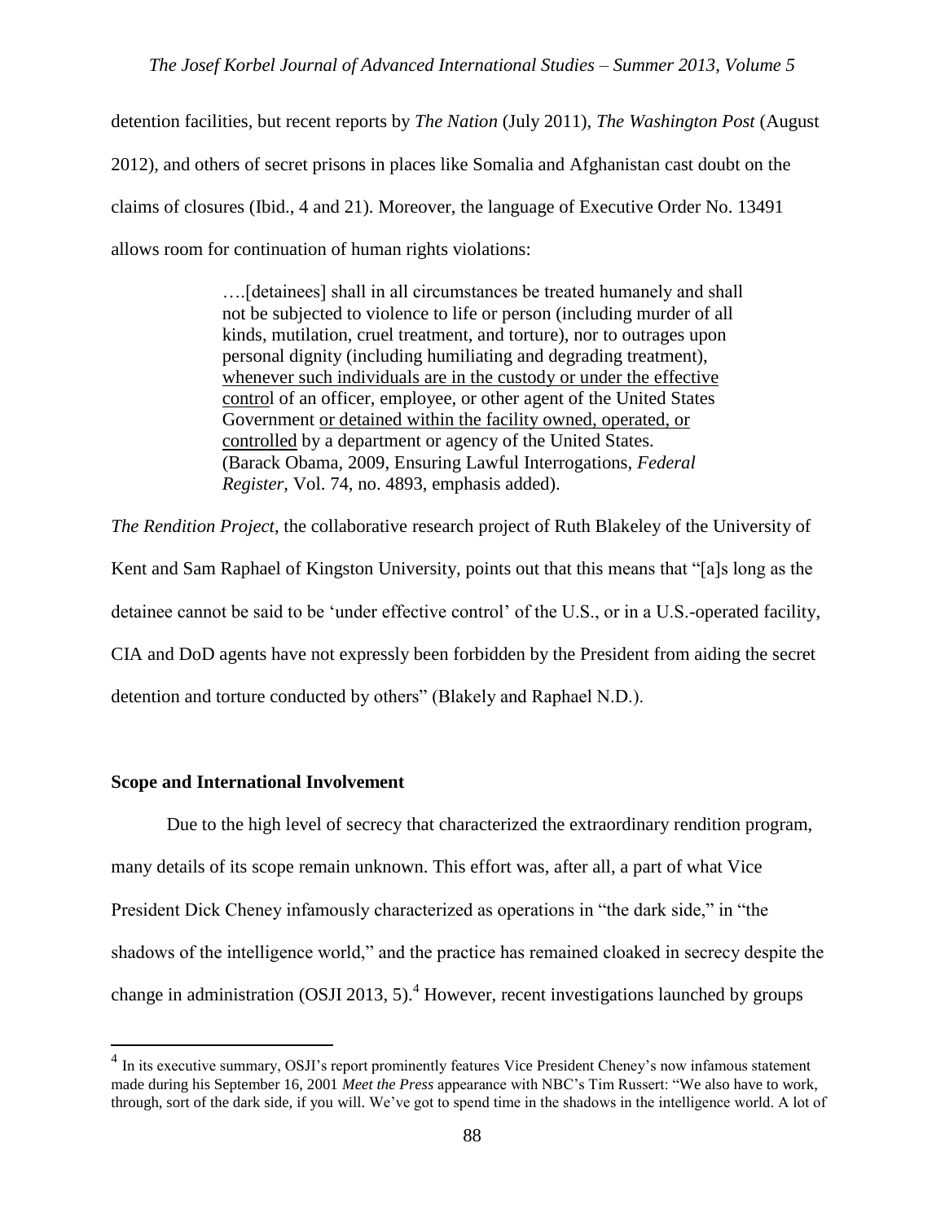detention facilities, but recent reports by *The Nation* (July 2011), *The Washington Post* (August 2012), and others of secret prisons in places like Somalia and Afghanistan cast doubt on the claims of closures (Ibid., 4 and 21). Moreover, the language of Executive Order No. 13491 allows room for continuation of human rights violations:

> ….[detainees] shall in all circumstances be treated humanely and shall not be subjected to violence to life or person (including murder of all kinds, mutilation, cruel treatment, and torture), nor to outrages upon personal dignity (including humiliating and degrading treatment), <u>whenever such individuals are in the custody or under the effective control</u> of an officer, employee, or other agent of the United States Government <u>or detained within the facility owned, operated, or controlled</u> by a department or agency of the United States. (Barack Obama, 2009, Ensuring Lawful Interrogations, *Federal Register*, Vol. 74, no. 4893, emphasis added).

*The Rendition Project*, the collaborative research project of Ruth Blakeley of the University of Kent and Sam Raphael of Kingston University, points out that this means that "[a]s long as the detainee cannot be said to be 'under effective control' of the U.S., or in a U.S.-operated facility, CIA and DoD agents have not expressly been forbidden by the President from aiding the secret detention and torture conducted by others" (Blakely and Raphael N.D.).

**Scope and International Involvement**

Due to the high level of secrecy that characterized the extraordinary rendition program, many details of its scope remain unknown. This effort was, after all, a part of what Vice President Dick Cheney infamously characterized as operations in "the dark side," in "the shadows of the intelligence world," and the practice has remained cloaked in secrecy despite the change in administration (OSJI 2013, 5).[4] However, recent investigations launched by groups

[4] In its executive summary, OSJI's report prominently features Vice President Cheney's now infamous statement made during his September 16, 2001 *Meet the Press* appearance with NBC's Tim Russert: "We also have to work, through, sort of the dark side, if you will. We've got to spend time in the shadows in the intelligence world. A lot of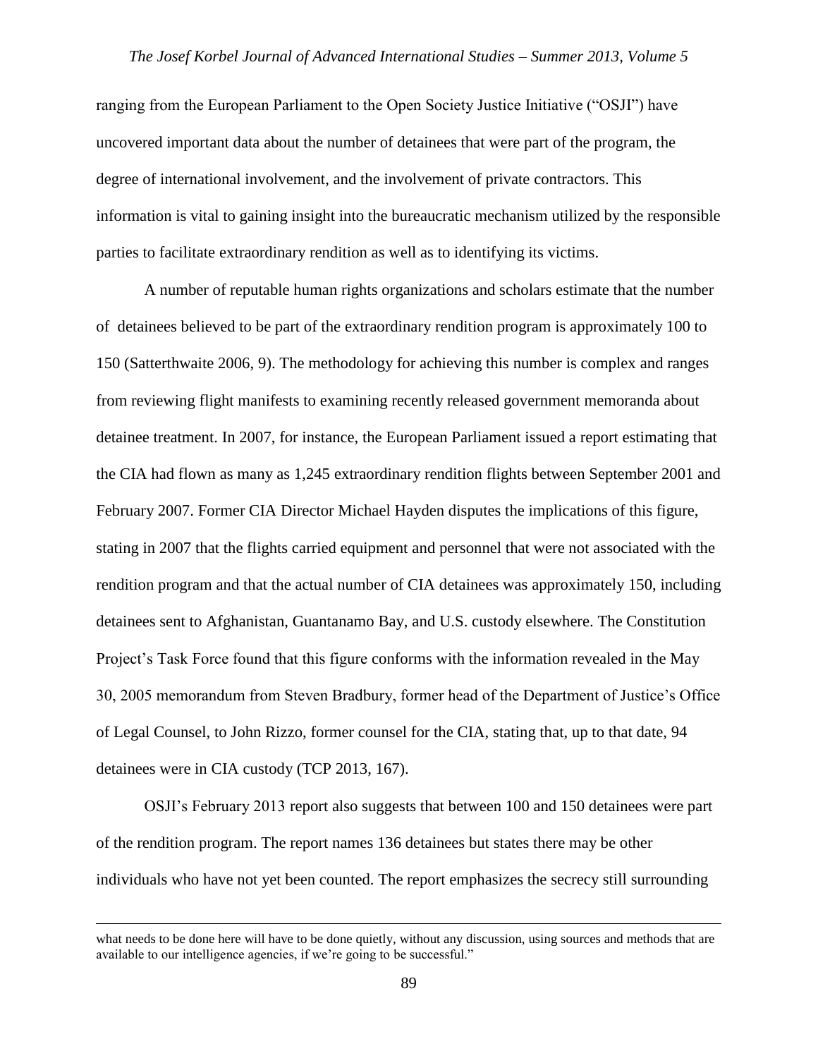ranging from the European Parliament to the Open Society Justice Initiative ("OSJI") have uncovered important data about the number of detainees that were part of the program, the degree of international involvement, and the involvement of private contractors. This information is vital to gaining insight into the bureaucratic mechanism utilized by the responsible parties to facilitate extraordinary rendition as well as to identifying its victims.

A number of reputable human rights organizations and scholars estimate that the number of detainees believed to be part of the extraordinary rendition program is approximately 100 to 150 (Satterthwaite 2006, 9). The methodology for achieving this number is complex and ranges from reviewing flight manifests to examining recently released government memoranda about detainee treatment. In 2007, for instance, the European Parliament issued a report estimating that the CIA had flown as many as 1,245 extraordinary rendition flights between September 2001 and February 2007. Former CIA Director Michael Hayden disputes the implications of this figure, stating in 2007 that the flights carried equipment and personnel that were not associated with the rendition program and that the actual number of CIA detainees was approximately 150, including detainees sent to Afghanistan, Guantanamo Bay, and U.S. custody elsewhere. The Constitution Project's Task Force found that this figure conforms with the information revealed in the May 30, 2005 memorandum from Steven Bradbury, former head of the Department of Justice's Office of Legal Counsel, to John Rizzo, former counsel for the CIA, stating that, up to that date, 94 detainees were in CIA custody (TCP 2013, 167).

OSJI's February 2013 report also suggests that between 100 and 150 detainees were part of the rendition program. The report names 136 detainees but states there may be other individuals who have not yet been counted. The report emphasizes the secrecy still surrounding

---

what needs to be done here will have to be done quietly, without any discussion, using sources and methods that are available to our intelligence agencies, if we're going to be successful."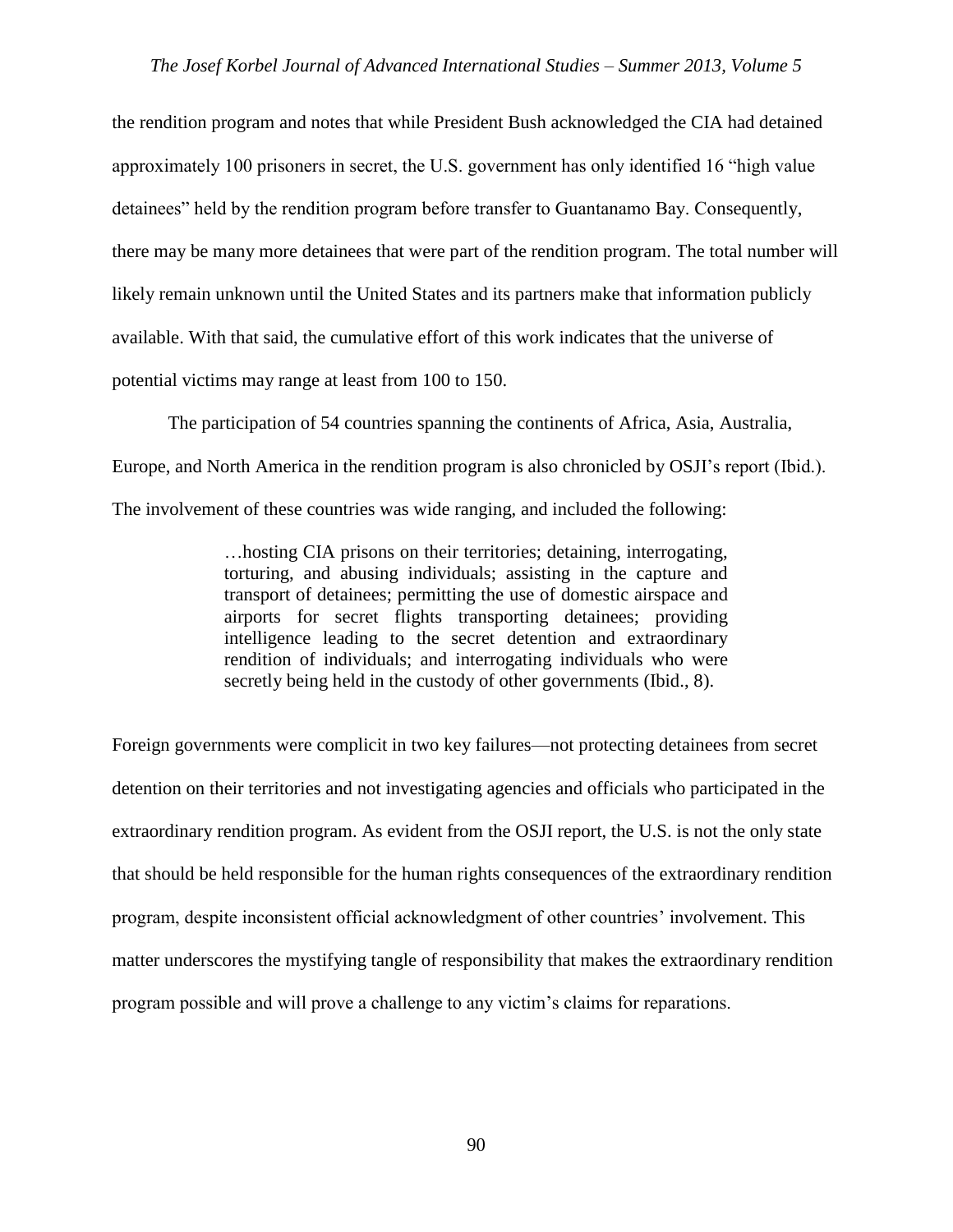the rendition program and notes that while President Bush acknowledged the CIA had detained approximately 100 prisoners in secret, the U.S. government has only identified 16 "high value detainees" held by the rendition program before transfer to Guantanamo Bay. Consequently, there may be many more detainees that were part of the rendition program. The total number will likely remain unknown until the United States and its partners make that information publicly available. With that said, the cumulative effort of this work indicates that the universe of potential victims may range at least from 100 to 150.

The participation of 54 countries spanning the continents of Africa, Asia, Australia, Europe, and North America in the rendition program is also chronicled by OSJI's report (Ibid.). The involvement of these countries was wide ranging, and included the following:

> …hosting CIA prisons on their territories; detaining, interrogating, torturing, and abusing individuals; assisting in the capture and transport of detainees; permitting the use of domestic airspace and airports for secret flights transporting detainees; providing intelligence leading to the secret detention and extraordinary rendition of individuals; and interrogating individuals who were secretly being held in the custody of other governments (Ibid., 8).

Foreign governments were complicit in two key failures—not protecting detainees from secret detention on their territories and not investigating agencies and officials who participated in the extraordinary rendition program. As evident from the OSJI report, the U.S. is not the only state that should be held responsible for the human rights consequences of the extraordinary rendition program, despite inconsistent official acknowledgment of other countries' involvement. This matter underscores the mystifying tangle of responsibility that makes the extraordinary rendition program possible and will prove a challenge to any victim's claims for reparations.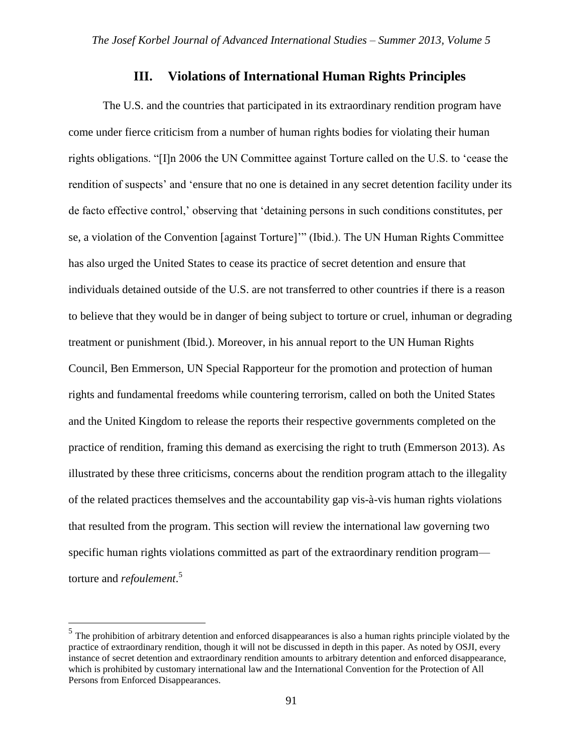## III. Violations of International Human Rights Principles

The U.S. and the countries that participated in its extraordinary rendition program have come under fierce criticism from a number of human rights bodies for violating their human rights obligations. "[I]n 2006 the UN Committee against Torture called on the U.S. to 'cease the rendition of suspects' and 'ensure that no one is detained in any secret detention facility under its de facto effective control,' observing that 'detaining persons in such conditions constitutes, per se, a violation of the Convention [against Torture]'" (Ibid.). The UN Human Rights Committee has also urged the United States to cease its practice of secret detention and ensure that individuals detained outside of the U.S. are not transferred to other countries if there is a reason to believe that they would be in danger of being subject to torture or cruel, inhuman or degrading treatment or punishment (Ibid.). Moreover, in his annual report to the UN Human Rights Council, Ben Emmerson, UN Special Rapporteur for the promotion and protection of human rights and fundamental freedoms while countering terrorism, called on both the United States and the United Kingdom to release the reports their respective governments completed on the practice of rendition, framing this demand as exercising the right to truth (Emmerson 2013). As illustrated by these three criticisms, concerns about the rendition program attach to the illegality of the related practices themselves and the accountability gap vis-à-vis human rights violations that resulted from the program. This section will review the international law governing two specific human rights violations committed as part of the extraordinary rendition program—torture and *refoulement*.[5]

[5] The prohibition of arbitrary detention and enforced disappearances is also a human rights principle violated by the practice of extraordinary rendition, though it will not be discussed in depth in this paper. As noted by OSJI, every instance of secret detention and extraordinary rendition amounts to arbitrary detention and enforced disappearance, which is prohibited by customary international law and the International Convention for the Protection of All Persons from Enforced Disappearances.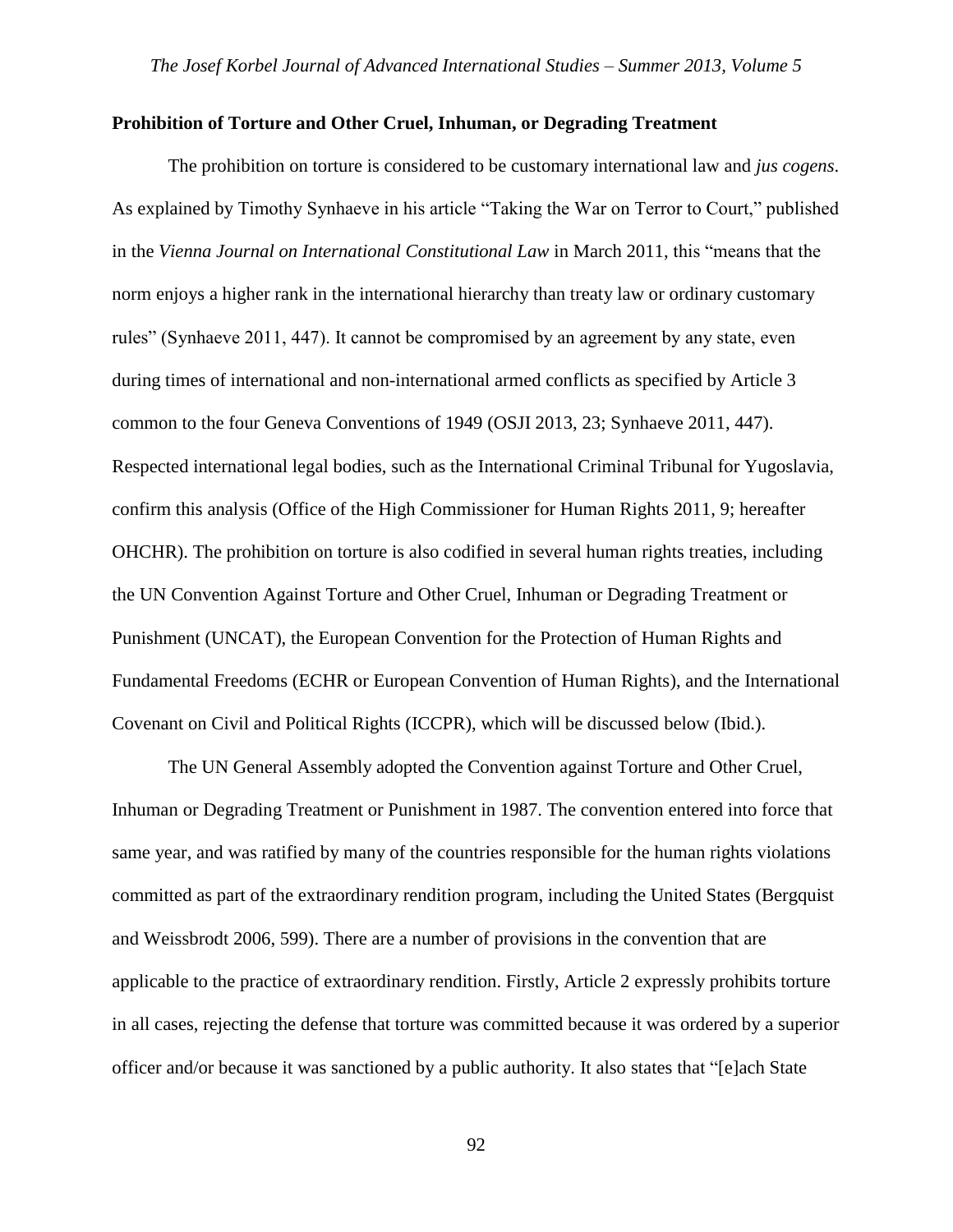**Prohibition of Torture and Other Cruel, Inhuman, or Degrading Treatment**

The prohibition on torture is considered to be customary international law and *jus cogens*. As explained by Timothy Synhaeve in his article "Taking the War on Terror to Court," published in the *Vienna Journal on International Constitutional Law* in March 2011, this "means that the norm enjoys a higher rank in the international hierarchy than treaty law or ordinary customary rules" (Synhaeve 2011, 447). It cannot be compromised by an agreement by any state, even during times of international and non-international armed conflicts as specified by Article 3 common to the four Geneva Conventions of 1949 (OSJI 2013, 23; Synhaeve 2011, 447). Respected international legal bodies, such as the International Criminal Tribunal for Yugoslavia, confirm this analysis (Office of the High Commissioner for Human Rights 2011, 9; hereafter OHCHR). The prohibition on torture is also codified in several human rights treaties, including the UN Convention Against Torture and Other Cruel, Inhuman or Degrading Treatment or Punishment (UNCAT), the European Convention for the Protection of Human Rights and Fundamental Freedoms (ECHR or European Convention of Human Rights), and the International Covenant on Civil and Political Rights (ICCPR), which will be discussed below (Ibid.).

The UN General Assembly adopted the Convention against Torture and Other Cruel, Inhuman or Degrading Treatment or Punishment in 1987. The convention entered into force that same year, and was ratified by many of the countries responsible for the human rights violations committed as part of the extraordinary rendition program, including the United States (Bergquist and Weissbrodt 2006, 599). There are a number of provisions in the convention that are applicable to the practice of extraordinary rendition. Firstly, Article 2 expressly prohibits torture in all cases, rejecting the defense that torture was committed because it was ordered by a superior officer and/or because it was sanctioned by a public authority. It also states that "[e]ach State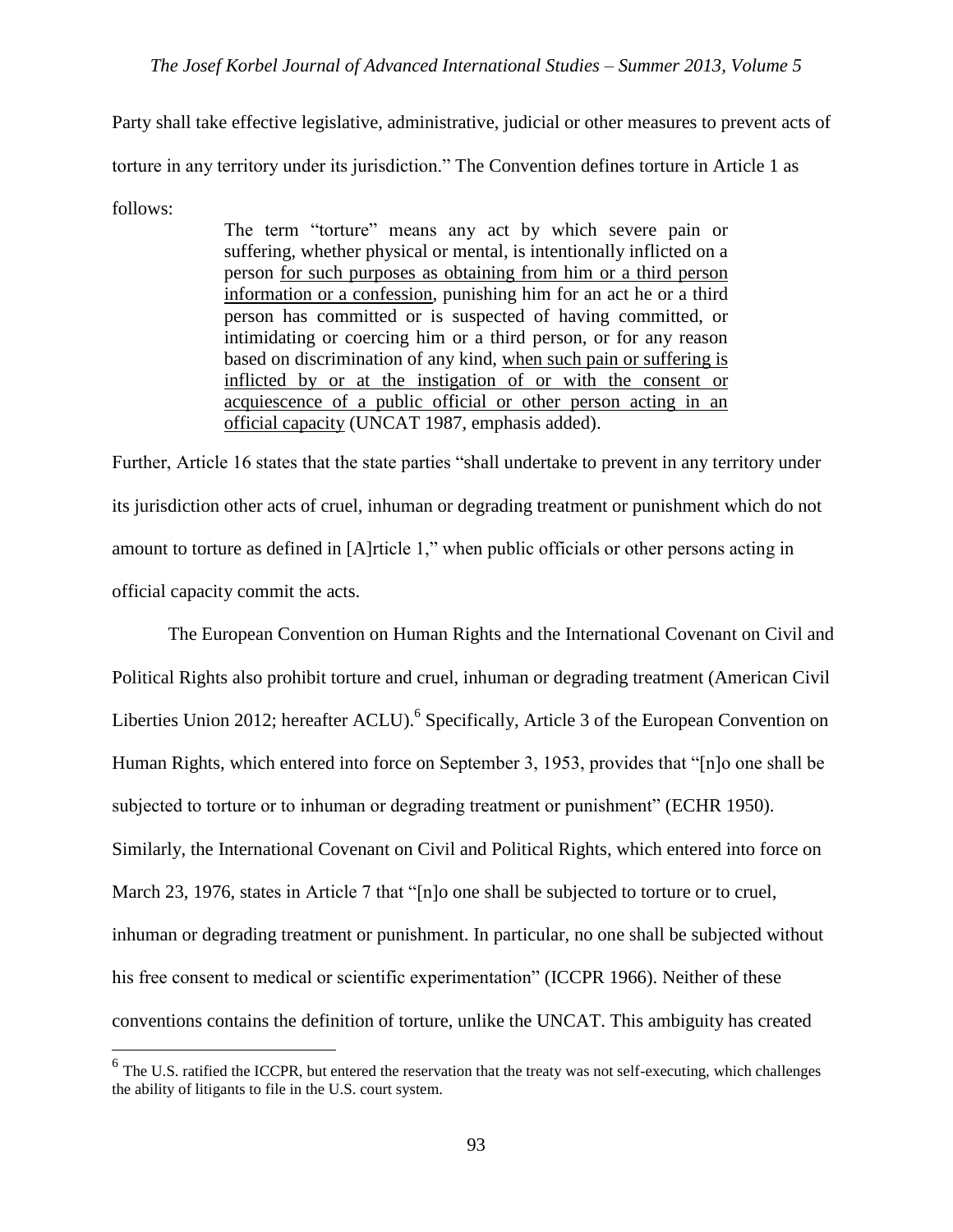Party shall take effective legislative, administrative, judicial or other measures to prevent acts of torture in any territory under its jurisdiction." The Convention defines torture in Article 1 as follows:

> The term "torture" means any act by which severe pain or suffering, whether physical or mental, is intentionally inflicted on a person <u>for such purposes as obtaining from him or a third person information or a confession</u>, punishing him for an act he or a third person has committed or is suspected of having committed, or intimidating or coercing him or a third person, or for any reason based on discrimination of any kind, <u>when such pain or suffering is inflicted by or at the instigation of or with the consent or acquiescence of a public official or other person acting in an official capacity</u> (UNCAT 1987, emphasis added).

Further, Article 16 states that the state parties "shall undertake to prevent in any territory under its jurisdiction other acts of cruel, inhuman or degrading treatment or punishment which do not amount to torture as defined in [A]rticle 1," when public officials or other persons acting in official capacity commit the acts.

The European Convention on Human Rights and the International Covenant on Civil and Political Rights also prohibit torture and cruel, inhuman or degrading treatment (American Civil Liberties Union 2012; hereafter ACLU).[6] Specifically, Article 3 of the European Convention on Human Rights, which entered into force on September 3, 1953, provides that "[n]o one shall be subjected to torture or to inhuman or degrading treatment or punishment" (ECHR 1950). Similarly, the International Covenant on Civil and Political Rights, which entered into force on March 23, 1976, states in Article 7 that "[n]o one shall be subjected to torture or to cruel, inhuman or degrading treatment or punishment. In particular, no one shall be subjected without his free consent to medical or scientific experimentation" (ICCPR 1966). Neither of these conventions contains the definition of torture, unlike the UNCAT. This ambiguity has created

[6] The U.S. ratified the ICCPR, but entered the reservation that the treaty was not self-executing, which challenges the ability of litigants to file in the U.S. court system.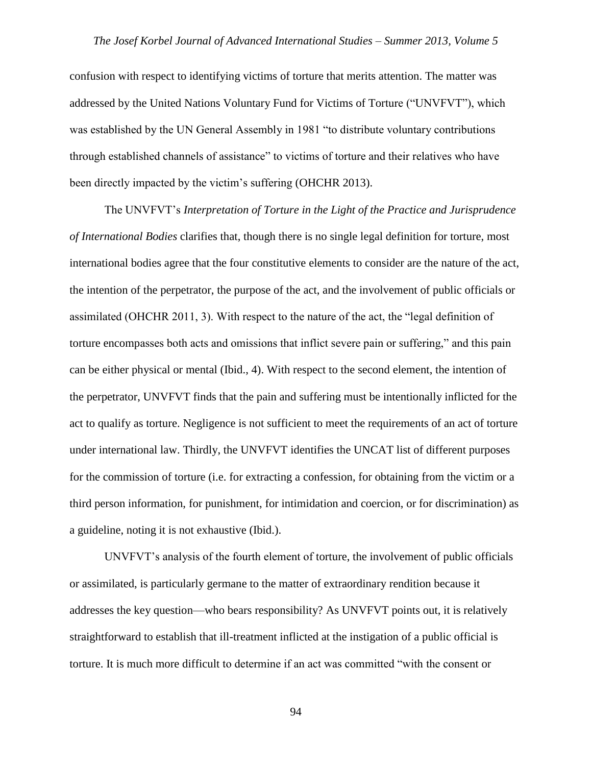confusion with respect to identifying victims of torture that merits attention. The matter was addressed by the United Nations Voluntary Fund for Victims of Torture ("UNVFVT"), which was established by the UN General Assembly in 1981 "to distribute voluntary contributions through established channels of assistance" to victims of torture and their relatives who have been directly impacted by the victim's suffering (OHCHR 2013).

The UNVFVT's *Interpretation of Torture in the Light of the Practice and Jurisprudence of International Bodies* clarifies that, though there is no single legal definition for torture, most international bodies agree that the four constitutive elements to consider are the nature of the act, the intention of the perpetrator, the purpose of the act, and the involvement of public officials or assimilated (OHCHR 2011, 3). With respect to the nature of the act, the "legal definition of torture encompasses both acts and omissions that inflict severe pain or suffering," and this pain can be either physical or mental (Ibid., 4). With respect to the second element, the intention of the perpetrator, UNVFVT finds that the pain and suffering must be intentionally inflicted for the act to qualify as torture. Negligence is not sufficient to meet the requirements of an act of torture under international law. Thirdly, the UNVFVT identifies the UNCAT list of different purposes for the commission of torture (i.e. for extracting a confession, for obtaining from the victim or a third person information, for punishment, for intimidation and coercion, or for discrimination) as a guideline, noting it is not exhaustive (Ibid.).

UNVFVT's analysis of the fourth element of torture, the involvement of public officials or assimilated, is particularly germane to the matter of extraordinary rendition because it addresses the key question—who bears responsibility? As UNVFVT points out, it is relatively straightforward to establish that ill-treatment inflicted at the instigation of a public official is torture. It is much more difficult to determine if an act was committed "with the consent or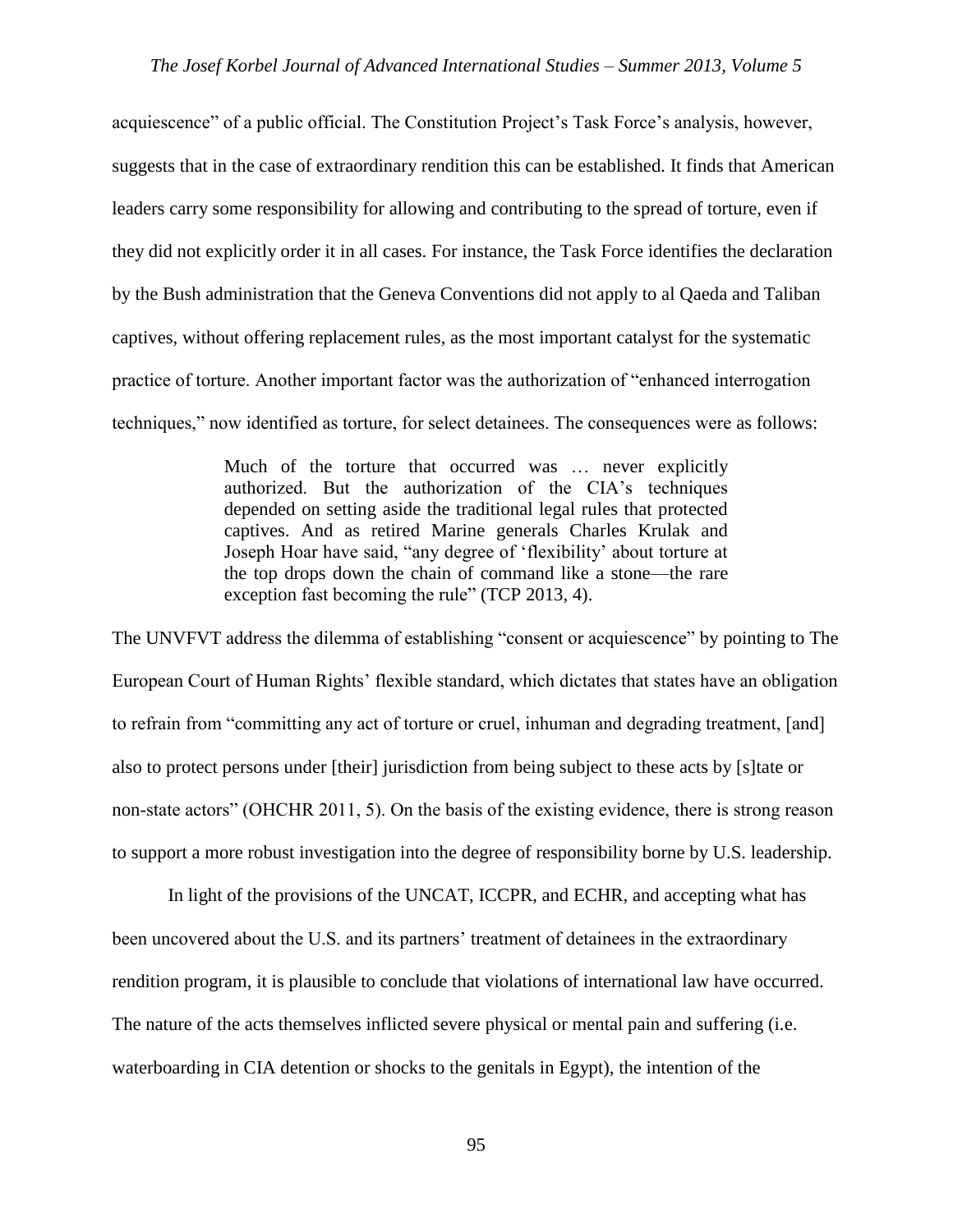acquiescence" of a public official. The Constitution Project's Task Force's analysis, however, suggests that in the case of extraordinary rendition this can be established. It finds that American leaders carry some responsibility for allowing and contributing to the spread of torture, even if they did not explicitly order it in all cases. For instance, the Task Force identifies the declaration by the Bush administration that the Geneva Conventions did not apply to al Qaeda and Taliban captives, without offering replacement rules, as the most important catalyst for the systematic practice of torture. Another important factor was the authorization of "enhanced interrogation techniques," now identified as torture, for select detainees. The consequences were as follows:

> Much of the torture that occurred was … never explicitly authorized. But the authorization of the CIA's techniques depended on setting aside the traditional legal rules that protected captives. And as retired Marine generals Charles Krulak and Joseph Hoar have said, "any degree of 'flexibility' about torture at the top drops down the chain of command like a stone—the rare exception fast becoming the rule" (TCP 2013, 4).

The UNVFVT address the dilemma of establishing "consent or acquiescence" by pointing to The European Court of Human Rights' flexible standard, which dictates that states have an obligation to refrain from "committing any act of torture or cruel, inhuman and degrading treatment, [and] also to protect persons under [their] jurisdiction from being subject to these acts by [s]tate or non-state actors" (OHCHR 2011, 5). On the basis of the existing evidence, there is strong reason to support a more robust investigation into the degree of responsibility borne by U.S. leadership.

In light of the provisions of the UNCAT, ICCPR, and ECHR, and accepting what has been uncovered about the U.S. and its partners' treatment of detainees in the extraordinary rendition program, it is plausible to conclude that violations of international law have occurred. The nature of the acts themselves inflicted severe physical or mental pain and suffering (i.e. waterboarding in CIA detention or shocks to the genitals in Egypt), the intention of the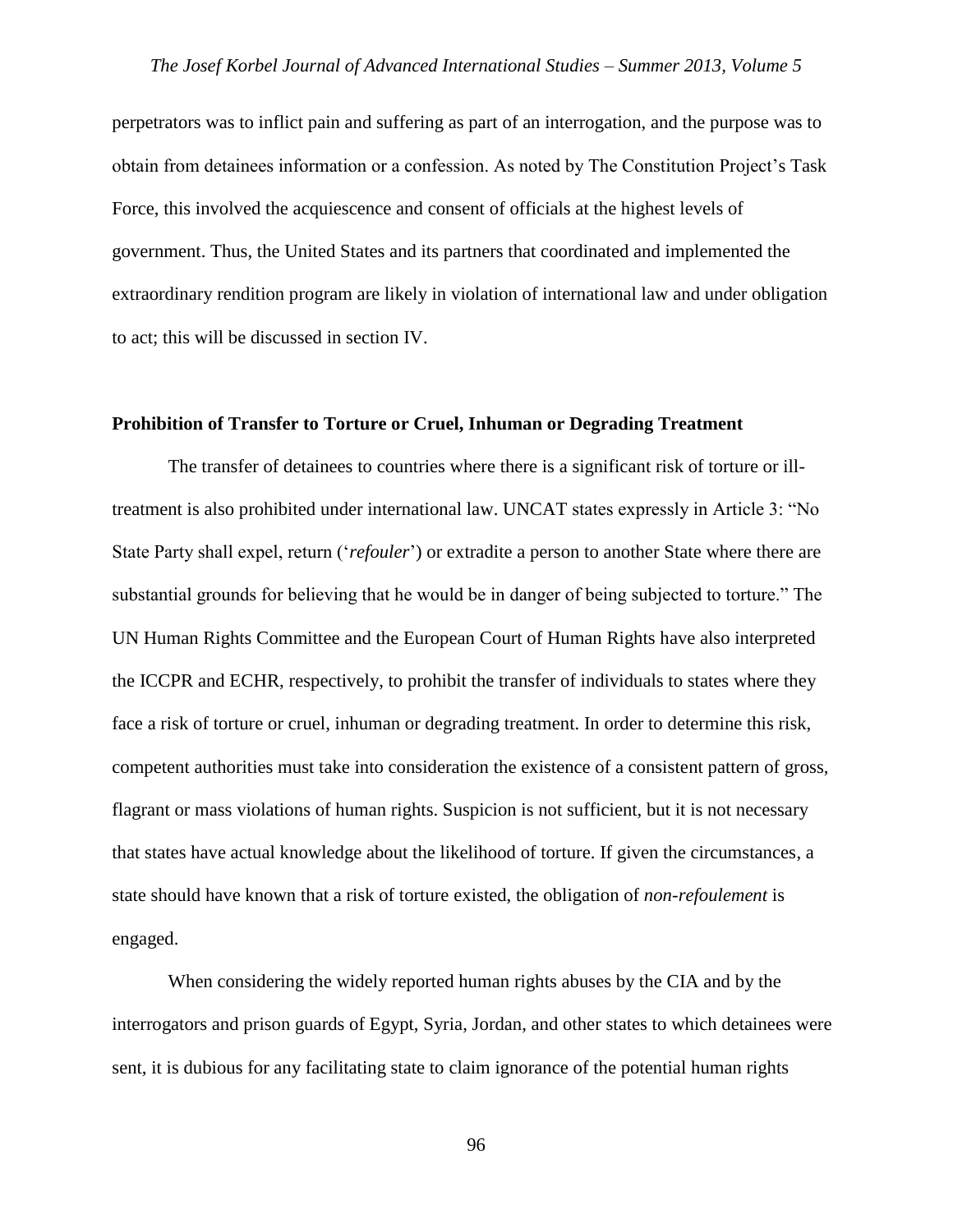perpetrators was to inflict pain and suffering as part of an interrogation, and the purpose was to obtain from detainees information or a confession. As noted by The Constitution Project's Task Force, this involved the acquiescence and consent of officials at the highest levels of government. Thus, the United States and its partners that coordinated and implemented the extraordinary rendition program are likely in violation of international law and under obligation to act; this will be discussed in section IV.

**Prohibition of Transfer to Torture or Cruel, Inhuman or Degrading Treatment**

The transfer of detainees to countries where there is a significant risk of torture or ill-treatment is also prohibited under international law. UNCAT states expressly in Article 3: "No State Party shall expel, return ('*refouler*') or extradite a person to another State where there are substantial grounds for believing that he would be in danger of being subjected to torture." The UN Human Rights Committee and the European Court of Human Rights have also interpreted the ICCPR and ECHR, respectively, to prohibit the transfer of individuals to states where they face a risk of torture or cruel, inhuman or degrading treatment. In order to determine this risk, competent authorities must take into consideration the existence of a consistent pattern of gross, flagrant or mass violations of human rights. Suspicion is not sufficient, but it is not necessary that states have actual knowledge about the likelihood of torture. If given the circumstances, a state should have known that a risk of torture existed, the obligation of *non-refoulement* is engaged.

When considering the widely reported human rights abuses by the CIA and by the interrogators and prison guards of Egypt, Syria, Jordan, and other states to which detainees were sent, it is dubious for any facilitating state to claim ignorance of the potential human rights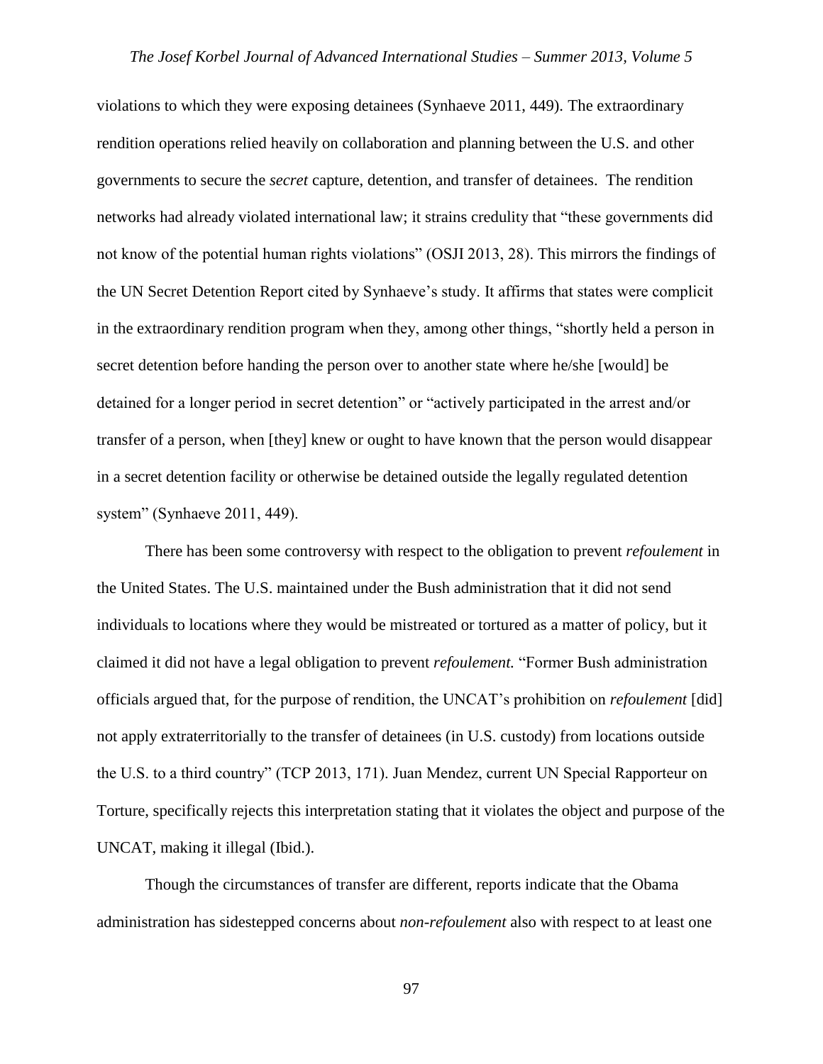violations to which they were exposing detainees (Synhaeve 2011, 449). The extraordinary rendition operations relied heavily on collaboration and planning between the U.S. and other governments to secure the *secret* capture, detention, and transfer of detainees. The rendition networks had already violated international law; it strains credulity that "these governments did not know of the potential human rights violations" (OSJI 2013, 28). This mirrors the findings of the UN Secret Detention Report cited by Synhaeve's study. It affirms that states were complicit in the extraordinary rendition program when they, among other things, "shortly held a person in secret detention before handing the person over to another state where he/she [would] be detained for a longer period in secret detention" or "actively participated in the arrest and/or transfer of a person, when [they] knew or ought to have known that the person would disappear in a secret detention facility or otherwise be detained outside the legally regulated detention system" (Synhaeve 2011, 449).

There has been some controversy with respect to the obligation to prevent *refoulement* in the United States. The U.S. maintained under the Bush administration that it did not send individuals to locations where they would be mistreated or tortured as a matter of policy, but it claimed it did not have a legal obligation to prevent *refoulement.* "Former Bush administration officials argued that, for the purpose of rendition, the UNCAT's prohibition on *refoulement* [did] not apply extraterritorially to the transfer of detainees (in U.S. custody) from locations outside the U.S. to a third country" (TCP 2013, 171). Juan Mendez, current UN Special Rapporteur on Torture, specifically rejects this interpretation stating that it violates the object and purpose of the UNCAT, making it illegal (Ibid.).

Though the circumstances of transfer are different, reports indicate that the Obama administration has sidestepped concerns about *non-refoulement* also with respect to at least one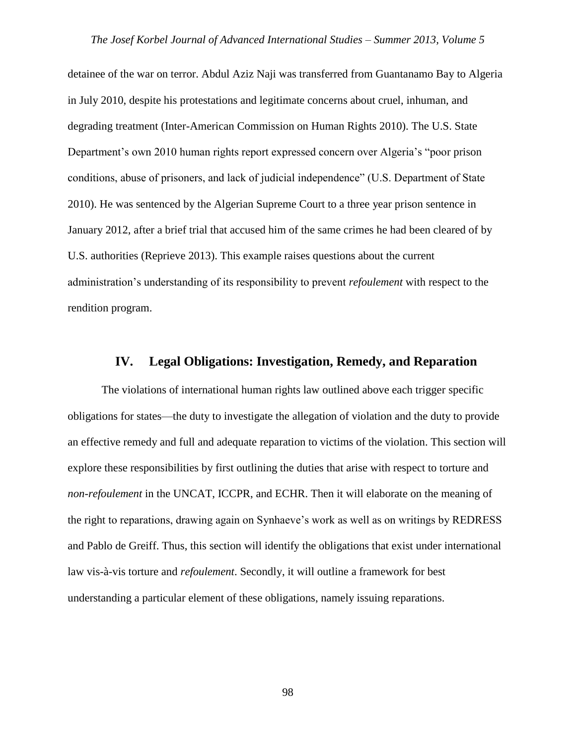detainee of the war on terror. Abdul Aziz Naji was transferred from Guantanamo Bay to Algeria in July 2010, despite his protestations and legitimate concerns about cruel, inhuman, and degrading treatment (Inter-American Commission on Human Rights 2010). The U.S. State Department's own 2010 human rights report expressed concern over Algeria's "poor prison conditions, abuse of prisoners, and lack of judicial independence" (U.S. Department of State 2010). He was sentenced by the Algerian Supreme Court to a three year prison sentence in January 2012, after a brief trial that accused him of the same crimes he had been cleared of by U.S. authorities (Reprieve 2013). This example raises questions about the current administration's understanding of its responsibility to prevent *refoulement* with respect to the rendition program.

## IV. Legal Obligations: Investigation, Remedy, and Reparation

The violations of international human rights law outlined above each trigger specific obligations for states—the duty to investigate the allegation of violation and the duty to provide an effective remedy and full and adequate reparation to victims of the violation. This section will explore these responsibilities by first outlining the duties that arise with respect to torture and *non-refoulement* in the UNCAT, ICCPR, and ECHR. Then it will elaborate on the meaning of the right to reparations, drawing again on Synhaeve's work as well as on writings by REDRESS and Pablo de Greiff. Thus, this section will identify the obligations that exist under international law vis-à-vis torture and *refoulement*. Secondly, it will outline a framework for best understanding a particular element of these obligations, namely issuing reparations.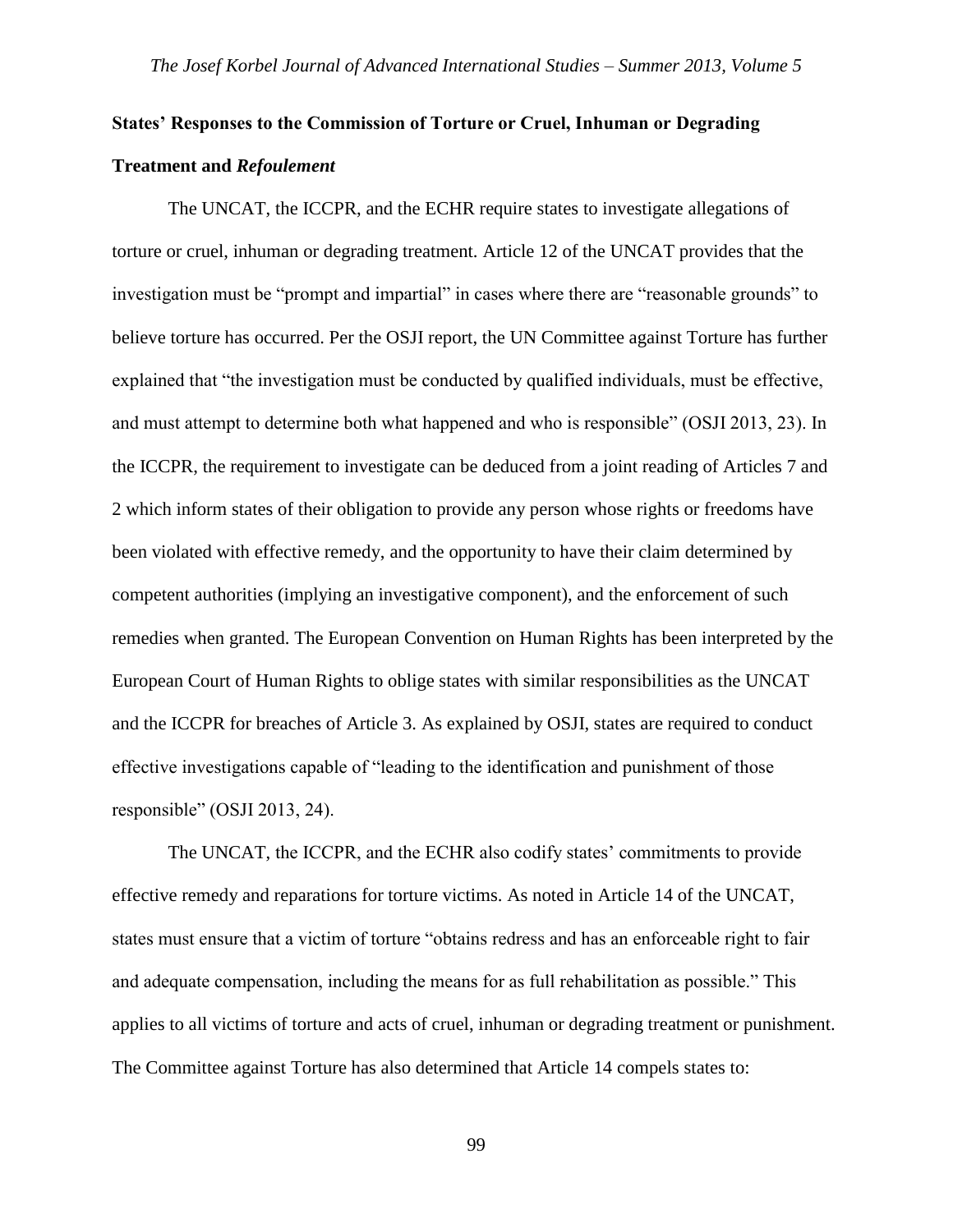**States' Responses to the Commission of Torture or Cruel, Inhuman or Degrading Treatment and *Refoulement***

The UNCAT, the ICCPR, and the ECHR require states to investigate allegations of torture or cruel, inhuman or degrading treatment. Article 12 of the UNCAT provides that the investigation must be "prompt and impartial" in cases where there are "reasonable grounds" to believe torture has occurred. Per the OSJI report, the UN Committee against Torture has further explained that "the investigation must be conducted by qualified individuals, must be effective, and must attempt to determine both what happened and who is responsible" (OSJI 2013, 23). In the ICCPR, the requirement to investigate can be deduced from a joint reading of Articles 7 and 2 which inform states of their obligation to provide any person whose rights or freedoms have been violated with effective remedy, and the opportunity to have their claim determined by competent authorities (implying an investigative component), and the enforcement of such remedies when granted. The European Convention on Human Rights has been interpreted by the European Court of Human Rights to oblige states with similar responsibilities as the UNCAT and the ICCPR for breaches of Article 3. As explained by OSJI, states are required to conduct effective investigations capable of "leading to the identification and punishment of those responsible" (OSJI 2013, 24).

The UNCAT, the ICCPR, and the ECHR also codify states' commitments to provide effective remedy and reparations for torture victims. As noted in Article 14 of the UNCAT, states must ensure that a victim of torture "obtains redress and has an enforceable right to fair and adequate compensation, including the means for as full rehabilitation as possible." This applies to all victims of torture and acts of cruel, inhuman or degrading treatment or punishment. The Committee against Torture has also determined that Article 14 compels states to: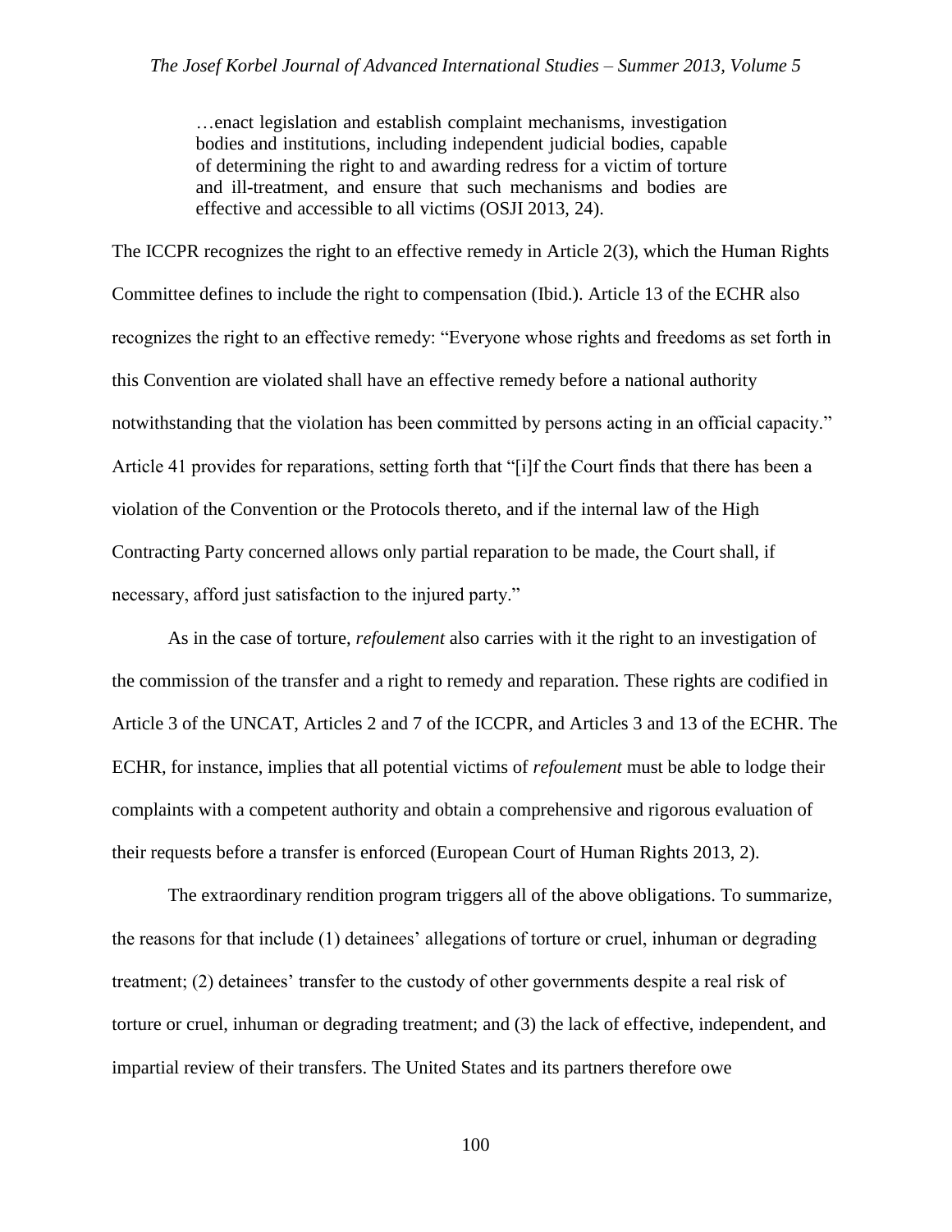> …enact legislation and establish complaint mechanisms, investigation bodies and institutions, including independent judicial bodies, capable of determining the right to and awarding redress for a victim of torture and ill-treatment, and ensure that such mechanisms and bodies are effective and accessible to all victims (OSJI 2013, 24).

The ICCPR recognizes the right to an effective remedy in Article 2(3), which the Human Rights Committee defines to include the right to compensation (Ibid.). Article 13 of the ECHR also recognizes the right to an effective remedy: "Everyone whose rights and freedoms as set forth in this Convention are violated shall have an effective remedy before a national authority notwithstanding that the violation has been committed by persons acting in an official capacity." Article 41 provides for reparations, setting forth that "[i]f the Court finds that there has been a violation of the Convention or the Protocols thereto, and if the internal law of the High Contracting Party concerned allows only partial reparation to be made, the Court shall, if necessary, afford just satisfaction to the injured party."

As in the case of torture, *refoulement* also carries with it the right to an investigation of the commission of the transfer and a right to remedy and reparation. These rights are codified in Article 3 of the UNCAT, Articles 2 and 7 of the ICCPR, and Articles 3 and 13 of the ECHR. The ECHR, for instance, implies that all potential victims of *refoulement* must be able to lodge their complaints with a competent authority and obtain a comprehensive and rigorous evaluation of their requests before a transfer is enforced (European Court of Human Rights 2013, 2).

The extraordinary rendition program triggers all of the above obligations. To summarize, the reasons for that include (1) detainees' allegations of torture or cruel, inhuman or degrading treatment; (2) detainees' transfer to the custody of other governments despite a real risk of torture or cruel, inhuman or degrading treatment; and (3) the lack of effective, independent, and impartial review of their transfers. The United States and its partners therefore owe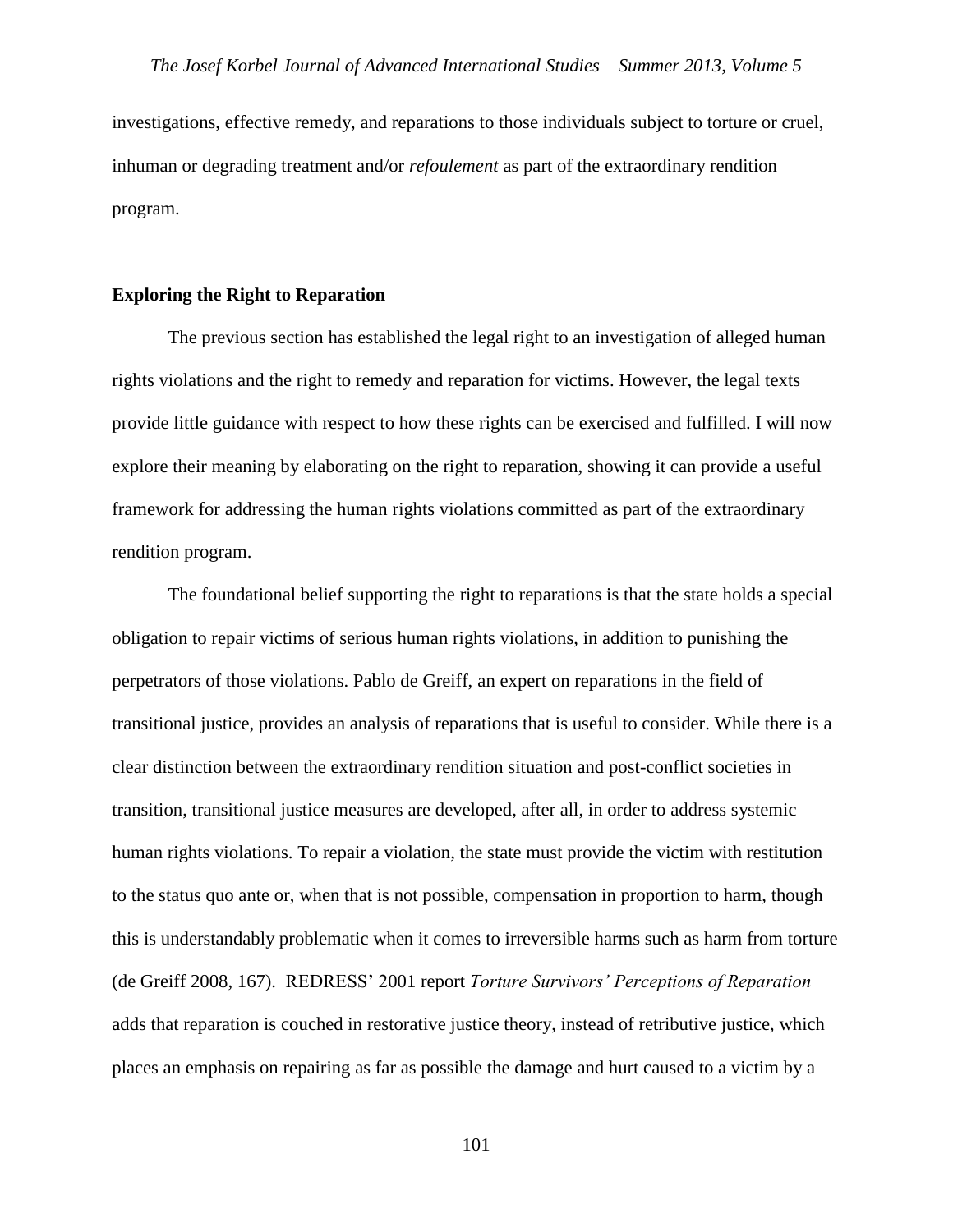investigations, effective remedy, and reparations to those individuals subject to torture or cruel, inhuman or degrading treatment and/or *refoulement* as part of the extraordinary rendition program.

## Exploring the Right to Reparation

The previous section has established the legal right to an investigation of alleged human rights violations and the right to remedy and reparation for victims. However, the legal texts provide little guidance with respect to how these rights can be exercised and fulfilled. I will now explore their meaning by elaborating on the right to reparation, showing it can provide a useful framework for addressing the human rights violations committed as part of the extraordinary rendition program.

The foundational belief supporting the right to reparations is that the state holds a special obligation to repair victims of serious human rights violations, in addition to punishing the perpetrators of those violations. Pablo de Greiff, an expert on reparations in the field of transitional justice, provides an analysis of reparations that is useful to consider. While there is a clear distinction between the extraordinary rendition situation and post-conflict societies in transition, transitional justice measures are developed, after all, in order to address systemic human rights violations. To repair a violation, the state must provide the victim with restitution to the status quo ante or, when that is not possible, compensation in proportion to harm, though this is understandably problematic when it comes to irreversible harms such as harm from torture (de Greiff 2008, 167). REDRESS' 2001 report *Torture Survivors' Perceptions of Reparation* adds that reparation is couched in restorative justice theory, instead of retributive justice, which places an emphasis on repairing as far as possible the damage and hurt caused to a victim by a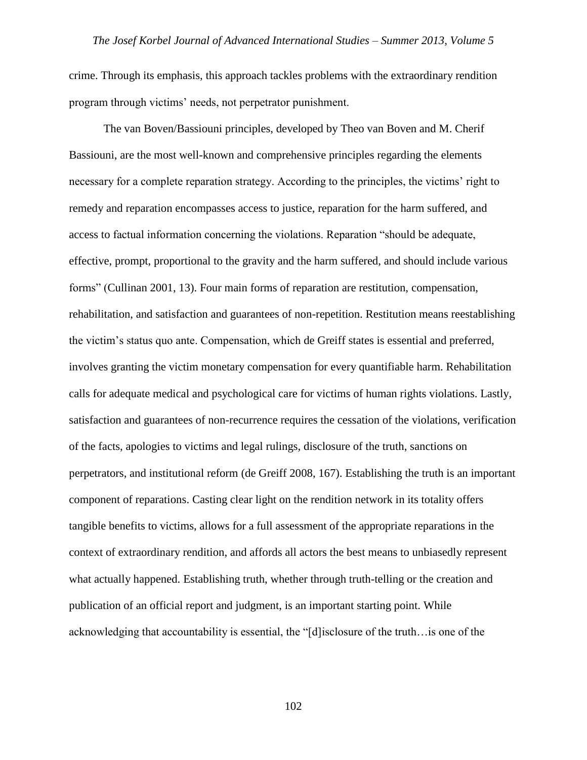crime. Through its emphasis, this approach tackles problems with the extraordinary rendition program through victims' needs, not perpetrator punishment.

The van Boven/Bassiouni principles, developed by Theo van Boven and M. Cherif Bassiouni, are the most well-known and comprehensive principles regarding the elements necessary for a complete reparation strategy. According to the principles, the victims' right to remedy and reparation encompasses access to justice, reparation for the harm suffered, and access to factual information concerning the violations. Reparation "should be adequate, effective, prompt, proportional to the gravity and the harm suffered, and should include various forms" (Cullinan 2001, 13). Four main forms of reparation are restitution, compensation, rehabilitation, and satisfaction and guarantees of non-repetition. Restitution means reestablishing the victim's status quo ante. Compensation, which de Greiff states is essential and preferred, involves granting the victim monetary compensation for every quantifiable harm. Rehabilitation calls for adequate medical and psychological care for victims of human rights violations. Lastly, satisfaction and guarantees of non-recurrence requires the cessation of the violations, verification of the facts, apologies to victims and legal rulings, disclosure of the truth, sanctions on perpetrators, and institutional reform (de Greiff 2008, 167). Establishing the truth is an important component of reparations. Casting clear light on the rendition network in its totality offers tangible benefits to victims, allows for a full assessment of the appropriate reparations in the context of extraordinary rendition, and affords all actors the best means to unbiasedly represent what actually happened. Establishing truth, whether through truth-telling or the creation and publication of an official report and judgment, is an important starting point. While acknowledging that accountability is essential, the "[d]isclosure of the truth…is one of the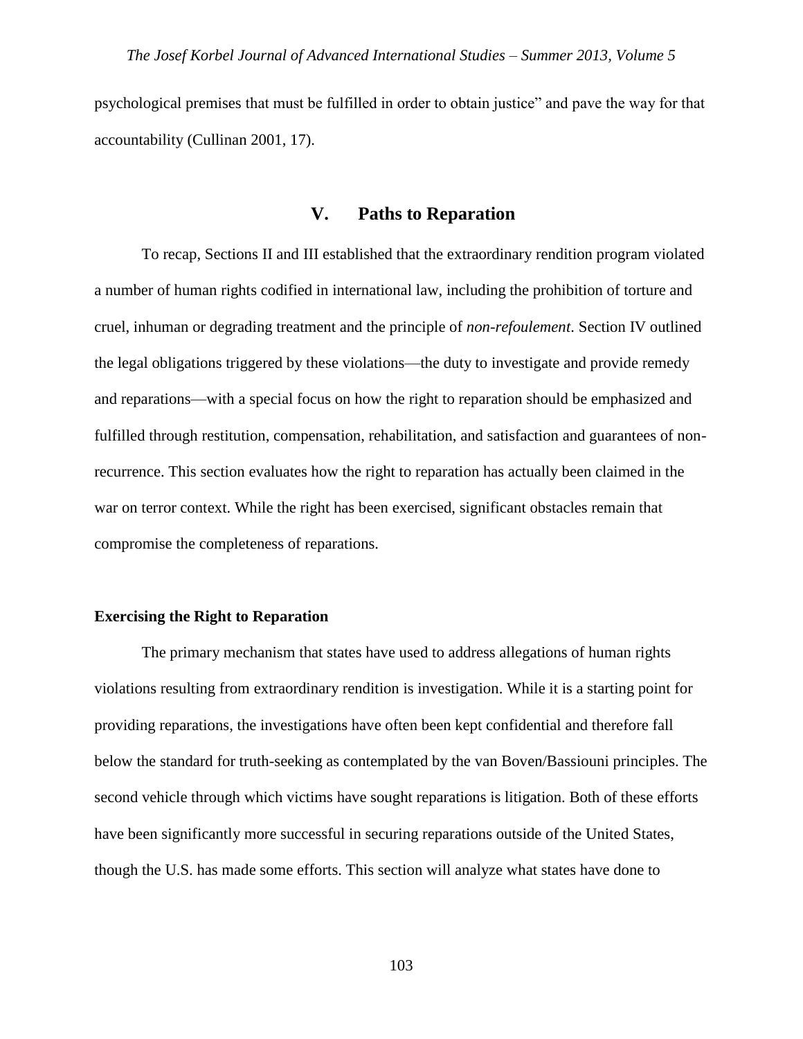psychological premises that must be fulfilled in order to obtain justice" and pave the way for that accountability (Cullinan 2001, 17).

## V. Paths to Reparation

To recap, Sections II and III established that the extraordinary rendition program violated a number of human rights codified in international law, including the prohibition of torture and cruel, inhuman or degrading treatment and the principle of *non-refoulement*. Section IV outlined the legal obligations triggered by these violations—the duty to investigate and provide remedy and reparations—with a special focus on how the right to reparation should be emphasized and fulfilled through restitution, compensation, rehabilitation, and satisfaction and guarantees of non-recurrence. This section evaluates how the right to reparation has actually been claimed in the war on terror context. While the right has been exercised, significant obstacles remain that compromise the completeness of reparations.

### Exercising the Right to Reparation

The primary mechanism that states have used to address allegations of human rights violations resulting from extraordinary rendition is investigation. While it is a starting point for providing reparations, the investigations have often been kept confidential and therefore fall below the standard for truth-seeking as contemplated by the van Boven/Bassiouni principles. The second vehicle through which victims have sought reparations is litigation. Both of these efforts have been significantly more successful in securing reparations outside of the United States, though the U.S. has made some efforts. This section will analyze what states have done to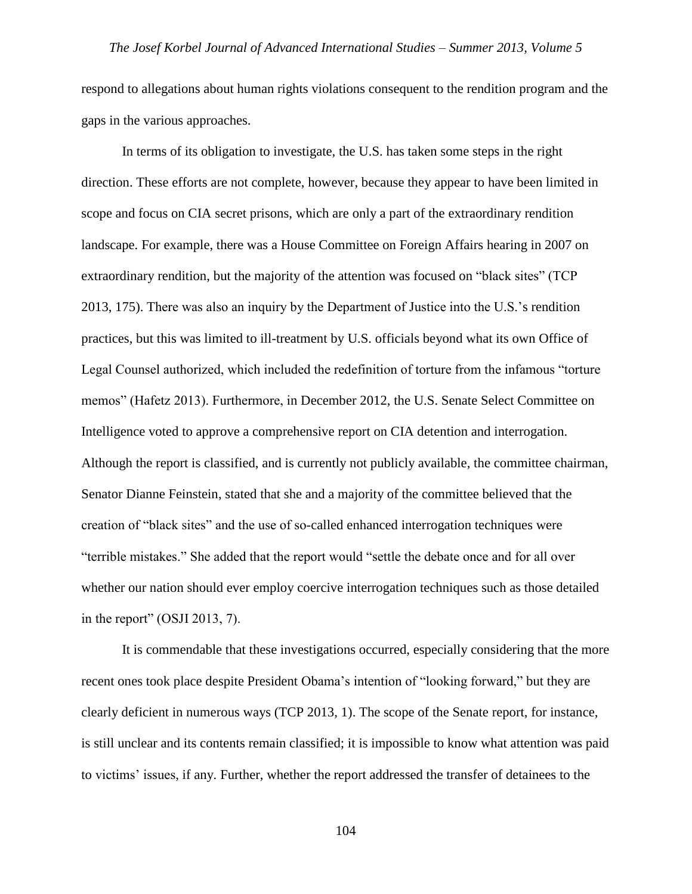respond to allegations about human rights violations consequent to the rendition program and the gaps in the various approaches.

In terms of its obligation to investigate, the U.S. has taken some steps in the right direction. These efforts are not complete, however, because they appear to have been limited in scope and focus on CIA secret prisons, which are only a part of the extraordinary rendition landscape. For example, there was a House Committee on Foreign Affairs hearing in 2007 on extraordinary rendition, but the majority of the attention was focused on "black sites" (TCP 2013, 175). There was also an inquiry by the Department of Justice into the U.S.'s rendition practices, but this was limited to ill-treatment by U.S. officials beyond what its own Office of Legal Counsel authorized, which included the redefinition of torture from the infamous "torture memos" (Hafetz 2013). Furthermore, in December 2012, the U.S. Senate Select Committee on Intelligence voted to approve a comprehensive report on CIA detention and interrogation. Although the report is classified, and is currently not publicly available, the committee chairman, Senator Dianne Feinstein, stated that she and a majority of the committee believed that the creation of "black sites" and the use of so-called enhanced interrogation techniques were "terrible mistakes." She added that the report would "settle the debate once and for all over whether our nation should ever employ coercive interrogation techniques such as those detailed in the report" (OSJI 2013, 7).

It is commendable that these investigations occurred, especially considering that the more recent ones took place despite President Obama's intention of "looking forward," but they are clearly deficient in numerous ways (TCP 2013, 1). The scope of the Senate report, for instance, is still unclear and its contents remain classified; it is impossible to know what attention was paid to victims' issues, if any. Further, whether the report addressed the transfer of detainees to the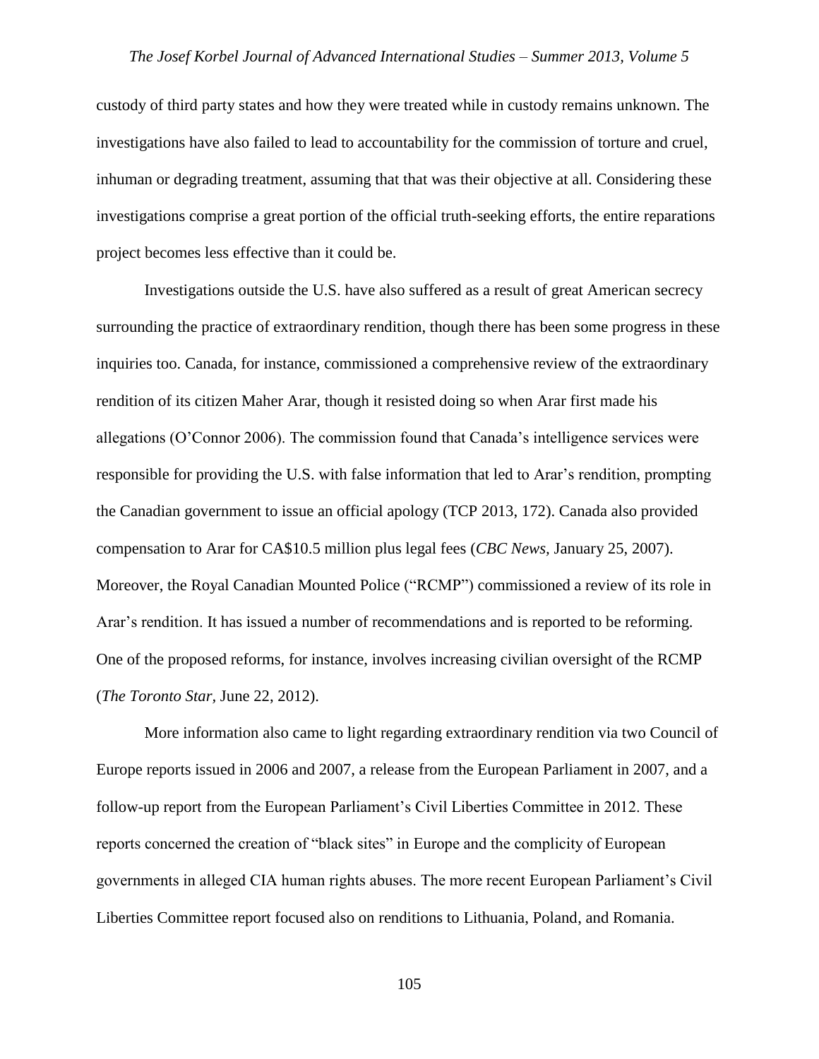custody of third party states and how they were treated while in custody remains unknown. The investigations have also failed to lead to accountability for the commission of torture and cruel, inhuman or degrading treatment, assuming that that was their objective at all. Considering these investigations comprise a great portion of the official truth-seeking efforts, the entire reparations project becomes less effective than it could be.

Investigations outside the U.S. have also suffered as a result of great American secrecy surrounding the practice of extraordinary rendition, though there has been some progress in these inquiries too. Canada, for instance, commissioned a comprehensive review of the extraordinary rendition of its citizen Maher Arar, though it resisted doing so when Arar first made his allegations (O'Connor 2006). The commission found that Canada's intelligence services were responsible for providing the U.S. with false information that led to Arar's rendition, prompting the Canadian government to issue an official apology (TCP 2013, 172). Canada also provided compensation to Arar for CA$10.5 million plus legal fees (*CBC News*, January 25, 2007). Moreover, the Royal Canadian Mounted Police ("RCMP") commissioned a review of its role in Arar's rendition. It has issued a number of recommendations and is reported to be reforming. One of the proposed reforms, for instance, involves increasing civilian oversight of the RCMP (*The Toronto Star*, June 22, 2012).

More information also came to light regarding extraordinary rendition via two Council of Europe reports issued in 2006 and 2007, a release from the European Parliament in 2007, and a follow-up report from the European Parliament's Civil Liberties Committee in 2012. These reports concerned the creation of "black sites" in Europe and the complicity of European governments in alleged CIA human rights abuses. The more recent European Parliament's Civil Liberties Committee report focused also on renditions to Lithuania, Poland, and Romania.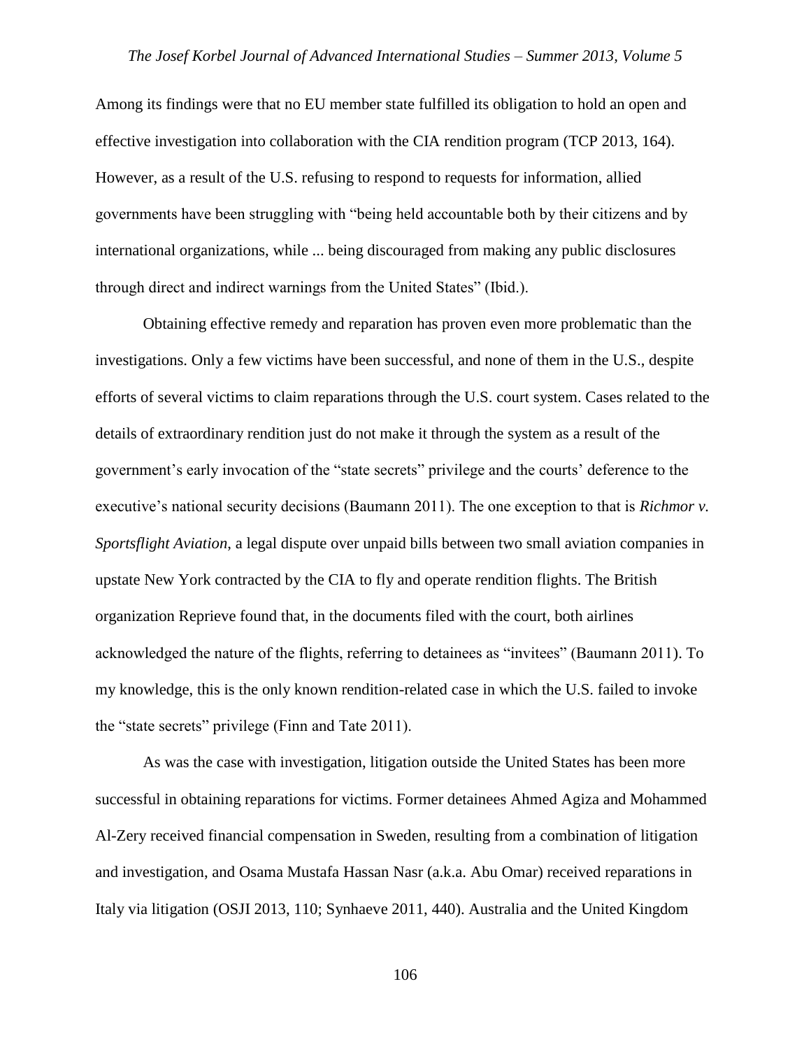Among its findings were that no EU member state fulfilled its obligation to hold an open and effective investigation into collaboration with the CIA rendition program (TCP 2013, 164). However, as a result of the U.S. refusing to respond to requests for information, allied governments have been struggling with "being held accountable both by their citizens and by international organizations, while ... being discouraged from making any public disclosures through direct and indirect warnings from the United States" (Ibid.).

Obtaining effective remedy and reparation has proven even more problematic than the investigations. Only a few victims have been successful, and none of them in the U.S., despite efforts of several victims to claim reparations through the U.S. court system. Cases related to the details of extraordinary rendition just do not make it through the system as a result of the government's early invocation of the "state secrets" privilege and the courts' deference to the executive's national security decisions (Baumann 2011). The one exception to that is *Richmor v. Sportsflight Aviation,* a legal dispute over unpaid bills between two small aviation companies in upstate New York contracted by the CIA to fly and operate rendition flights. The British organization Reprieve found that, in the documents filed with the court, both airlines acknowledged the nature of the flights, referring to detainees as "invitees" (Baumann 2011). To my knowledge, this is the only known rendition-related case in which the U.S. failed to invoke the "state secrets" privilege (Finn and Tate 2011).

As was the case with investigation, litigation outside the United States has been more successful in obtaining reparations for victims. Former detainees Ahmed Agiza and Mohammed Al-Zery received financial compensation in Sweden, resulting from a combination of litigation and investigation, and Osama Mustafa Hassan Nasr (a.k.a. Abu Omar) received reparations in Italy via litigation (OSJI 2013, 110; Synhaeve 2011, 440). Australia and the United Kingdom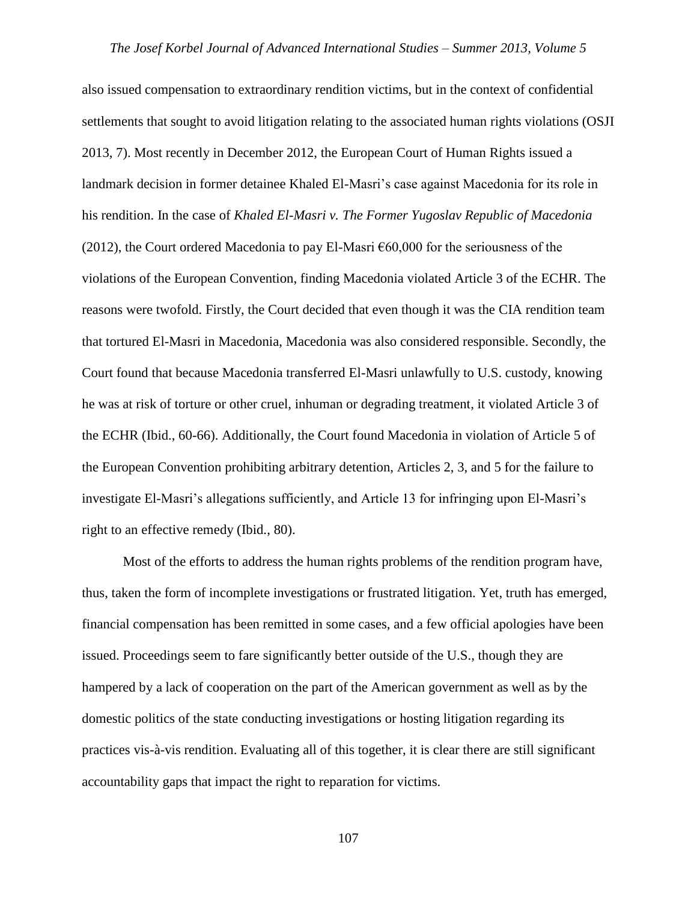also issued compensation to extraordinary rendition victims, but in the context of confidential settlements that sought to avoid litigation relating to the associated human rights violations (OSJI 2013, 7). Most recently in December 2012, the European Court of Human Rights issued a landmark decision in former detainee Khaled El-Masri's case against Macedonia for its role in his rendition. In the case of *Khaled El-Masri v. The Former Yugoslav Republic of Macedonia* (2012), the Court ordered Macedonia to pay El-Masri €60,000 for the seriousness of the violations of the European Convention, finding Macedonia violated Article 3 of the ECHR. The reasons were twofold. Firstly, the Court decided that even though it was the CIA rendition team that tortured El-Masri in Macedonia, Macedonia was also considered responsible. Secondly, the Court found that because Macedonia transferred El-Masri unlawfully to U.S. custody, knowing he was at risk of torture or other cruel, inhuman or degrading treatment, it violated Article 3 of the ECHR (Ibid., 60-66). Additionally, the Court found Macedonia in violation of Article 5 of the European Convention prohibiting arbitrary detention, Articles 2, 3, and 5 for the failure to investigate El-Masri's allegations sufficiently, and Article 13 for infringing upon El-Masri's right to an effective remedy (Ibid., 80).

Most of the efforts to address the human rights problems of the rendition program have, thus, taken the form of incomplete investigations or frustrated litigation. Yet, truth has emerged, financial compensation has been remitted in some cases, and a few official apologies have been issued. Proceedings seem to fare significantly better outside of the U.S., though they are hampered by a lack of cooperation on the part of the American government as well as by the domestic politics of the state conducting investigations or hosting litigation regarding its practices vis-à-vis rendition. Evaluating all of this together, it is clear there are still significant accountability gaps that impact the right to reparation for victims.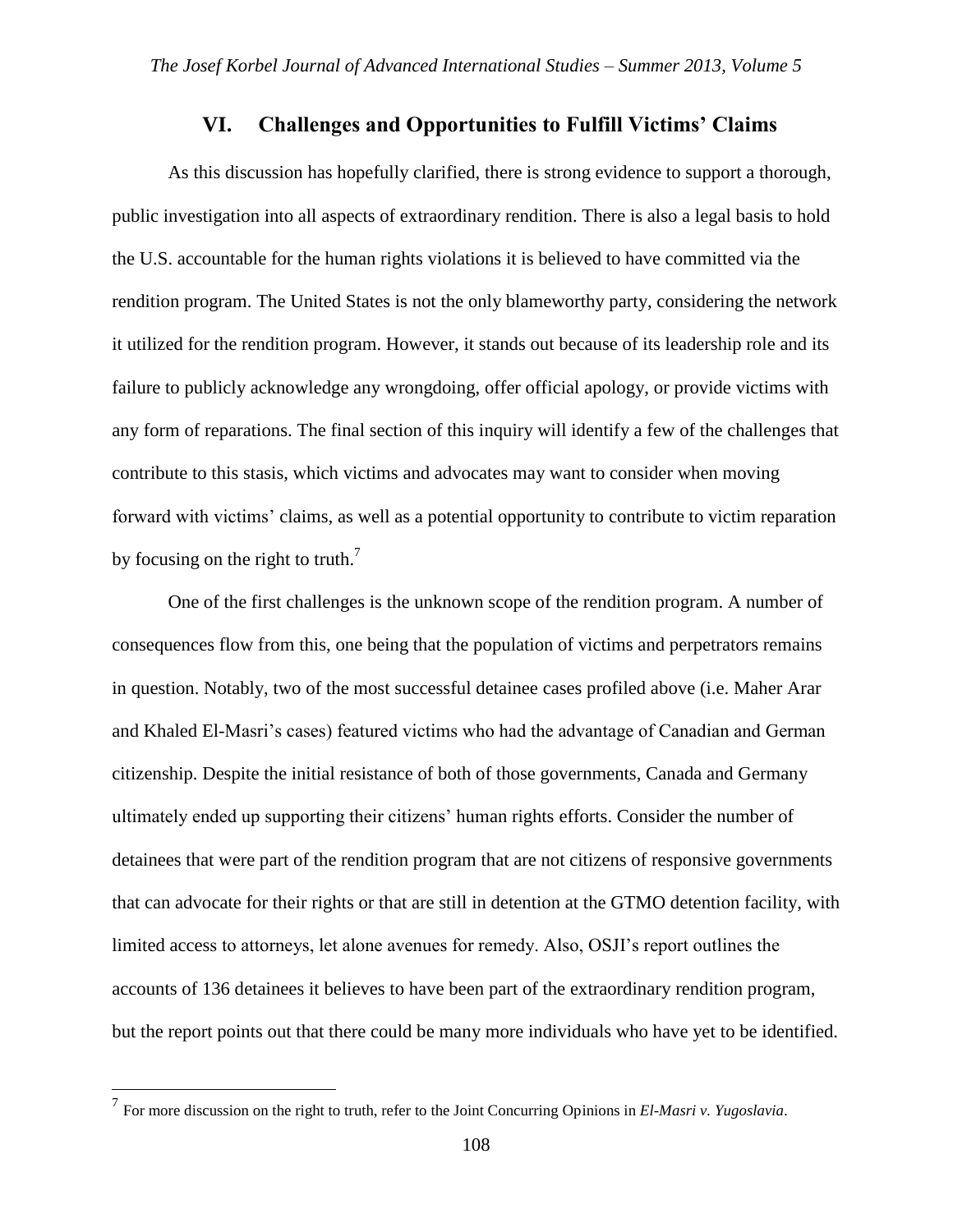## VI. Challenges and Opportunities to Fulfill Victims' Claims

As this discussion has hopefully clarified, there is strong evidence to support a thorough, public investigation into all aspects of extraordinary rendition. There is also a legal basis to hold the U.S. accountable for the human rights violations it is believed to have committed via the rendition program. The United States is not the only blameworthy party, considering the network it utilized for the rendition program. However, it stands out because of its leadership role and its failure to publicly acknowledge any wrongdoing, offer official apology, or provide victims with any form of reparations. The final section of this inquiry will identify a few of the challenges that contribute to this stasis, which victims and advocates may want to consider when moving forward with victims' claims, as well as a potential opportunity to contribute to victim reparation by focusing on the right to truth.[7]

One of the first challenges is the unknown scope of the rendition program. A number of consequences flow from this, one being that the population of victims and perpetrators remains in question. Notably, two of the most successful detainee cases profiled above (i.e. Maher Arar and Khaled El-Masri's cases) featured victims who had the advantage of Canadian and German citizenship. Despite the initial resistance of both of those governments, Canada and Germany ultimately ended up supporting their citizens' human rights efforts. Consider the number of detainees that were part of the rendition program that are not citizens of responsive governments that can advocate for their rights or that are still in detention at the GTMO detention facility, with limited access to attorneys, let alone avenues for remedy. Also, OSJI's report outlines the accounts of 136 detainees it believes to have been part of the extraordinary rendition program, but the report points out that there could be many more individuals who have yet to be identified.

---

[7] For more discussion on the right to truth, refer to the Joint Concurring Opinions in *El-Masri v. Yugoslavia*.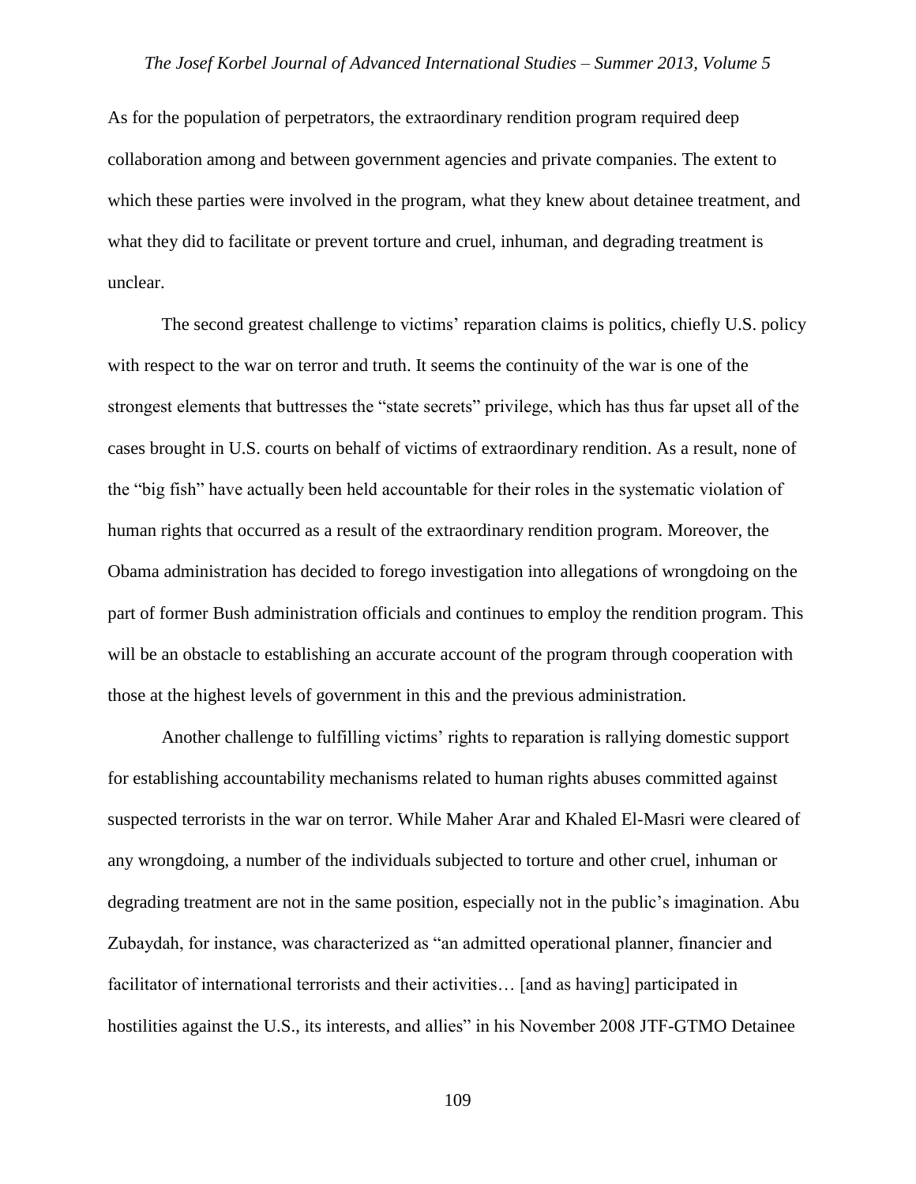As for the population of perpetrators, the extraordinary rendition program required deep collaboration among and between government agencies and private companies. The extent to which these parties were involved in the program, what they knew about detainee treatment, and what they did to facilitate or prevent torture and cruel, inhuman, and degrading treatment is unclear.

The second greatest challenge to victims' reparation claims is politics, chiefly U.S. policy with respect to the war on terror and truth. It seems the continuity of the war is one of the strongest elements that buttresses the "state secrets" privilege, which has thus far upset all of the cases brought in U.S. courts on behalf of victims of extraordinary rendition. As a result, none of the "big fish" have actually been held accountable for their roles in the systematic violation of human rights that occurred as a result of the extraordinary rendition program. Moreover, the Obama administration has decided to forego investigation into allegations of wrongdoing on the part of former Bush administration officials and continues to employ the rendition program. This will be an obstacle to establishing an accurate account of the program through cooperation with those at the highest levels of government in this and the previous administration.

Another challenge to fulfilling victims' rights to reparation is rallying domestic support for establishing accountability mechanisms related to human rights abuses committed against suspected terrorists in the war on terror. While Maher Arar and Khaled El-Masri were cleared of any wrongdoing, a number of the individuals subjected to torture and other cruel, inhuman or degrading treatment are not in the same position, especially not in the public's imagination. Abu Zubaydah, for instance, was characterized as "an admitted operational planner, financier and facilitator of international terrorists and their activities… [and as having] participated in hostilities against the U.S., its interests, and allies" in his November 2008 JTF-GTMO Detainee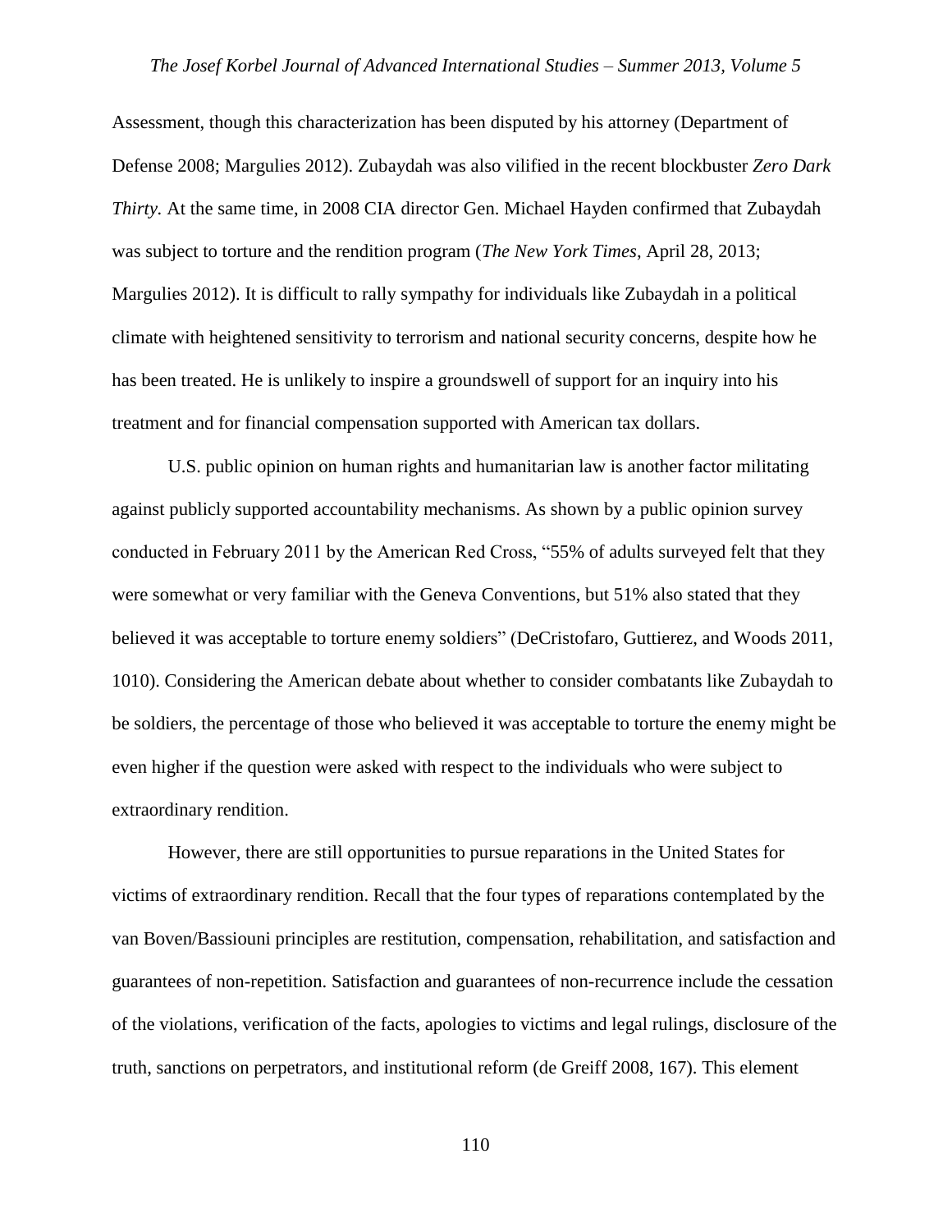Assessment, though this characterization has been disputed by his attorney (Department of Defense 2008; Margulies 2012). Zubaydah was also vilified in the recent blockbuster *Zero Dark Thirty.* At the same time, in 2008 CIA director Gen. Michael Hayden confirmed that Zubaydah was subject to torture and the rendition program (*The New York Times*, April 28, 2013; Margulies 2012). It is difficult to rally sympathy for individuals like Zubaydah in a political climate with heightened sensitivity to terrorism and national security concerns, despite how he has been treated. He is unlikely to inspire a groundswell of support for an inquiry into his treatment and for financial compensation supported with American tax dollars.

U.S. public opinion on human rights and humanitarian law is another factor militating against publicly supported accountability mechanisms. As shown by a public opinion survey conducted in February 2011 by the American Red Cross, "55% of adults surveyed felt that they were somewhat or very familiar with the Geneva Conventions, but 51% also stated that they believed it was acceptable to torture enemy soldiers" (DeCristofaro, Guttierez, and Woods 2011, 1010). Considering the American debate about whether to consider combatants like Zubaydah to be soldiers, the percentage of those who believed it was acceptable to torture the enemy might be even higher if the question were asked with respect to the individuals who were subject to extraordinary rendition.

However, there are still opportunities to pursue reparations in the United States for victims of extraordinary rendition. Recall that the four types of reparations contemplated by the van Boven/Bassiouni principles are restitution, compensation, rehabilitation, and satisfaction and guarantees of non-repetition. Satisfaction and guarantees of non-recurrence include the cessation of the violations, verification of the facts, apologies to victims and legal rulings, disclosure of the truth, sanctions on perpetrators, and institutional reform (de Greiff 2008, 167). This element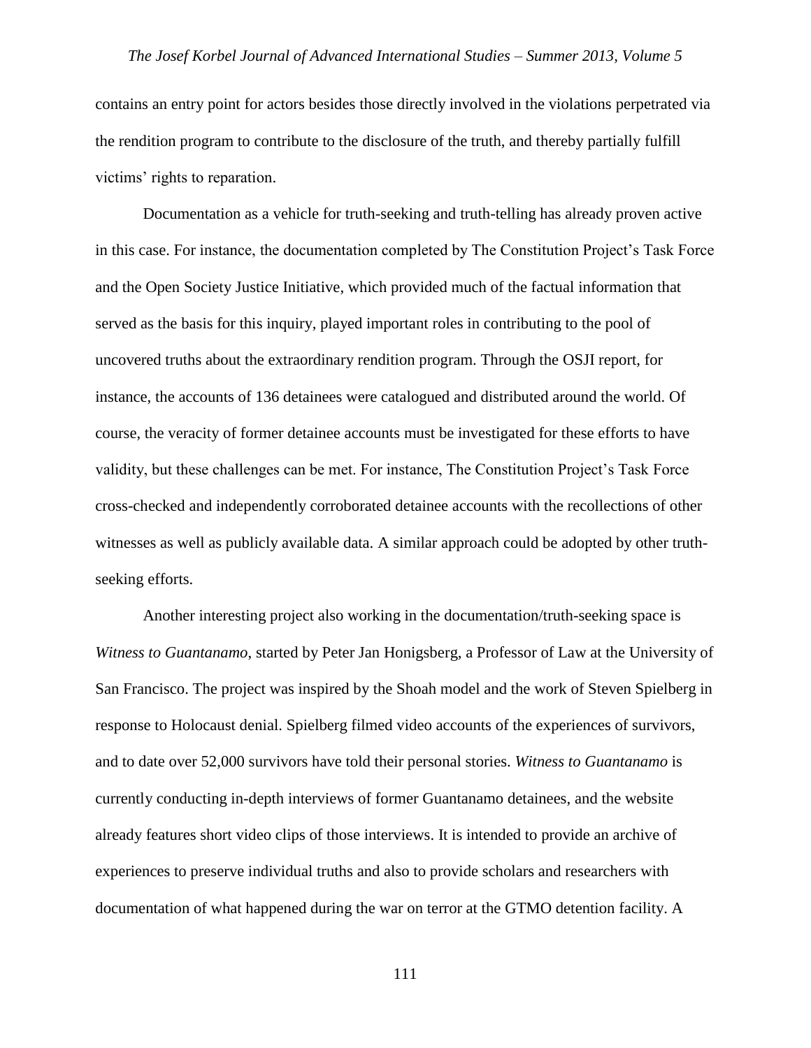contains an entry point for actors besides those directly involved in the violations perpetrated via the rendition program to contribute to the disclosure of the truth, and thereby partially fulfill victims' rights to reparation.

Documentation as a vehicle for truth-seeking and truth-telling has already proven active in this case. For instance, the documentation completed by The Constitution Project's Task Force and the Open Society Justice Initiative, which provided much of the factual information that served as the basis for this inquiry, played important roles in contributing to the pool of uncovered truths about the extraordinary rendition program. Through the OSJI report, for instance, the accounts of 136 detainees were catalogued and distributed around the world. Of course, the veracity of former detainee accounts must be investigated for these efforts to have validity, but these challenges can be met. For instance, The Constitution Project's Task Force cross-checked and independently corroborated detainee accounts with the recollections of other witnesses as well as publicly available data. A similar approach could be adopted by other truth-seeking efforts.

Another interesting project also working in the documentation/truth-seeking space is *Witness to Guantanamo*, started by Peter Jan Honigsberg, a Professor of Law at the University of San Francisco. The project was inspired by the Shoah model and the work of Steven Spielberg in response to Holocaust denial. Spielberg filmed video accounts of the experiences of survivors, and to date over 52,000 survivors have told their personal stories. *Witness to Guantanamo* is currently conducting in-depth interviews of former Guantanamo detainees, and the website already features short video clips of those interviews. It is intended to provide an archive of experiences to preserve individual truths and also to provide scholars and researchers with documentation of what happened during the war on terror at the GTMO detention facility. A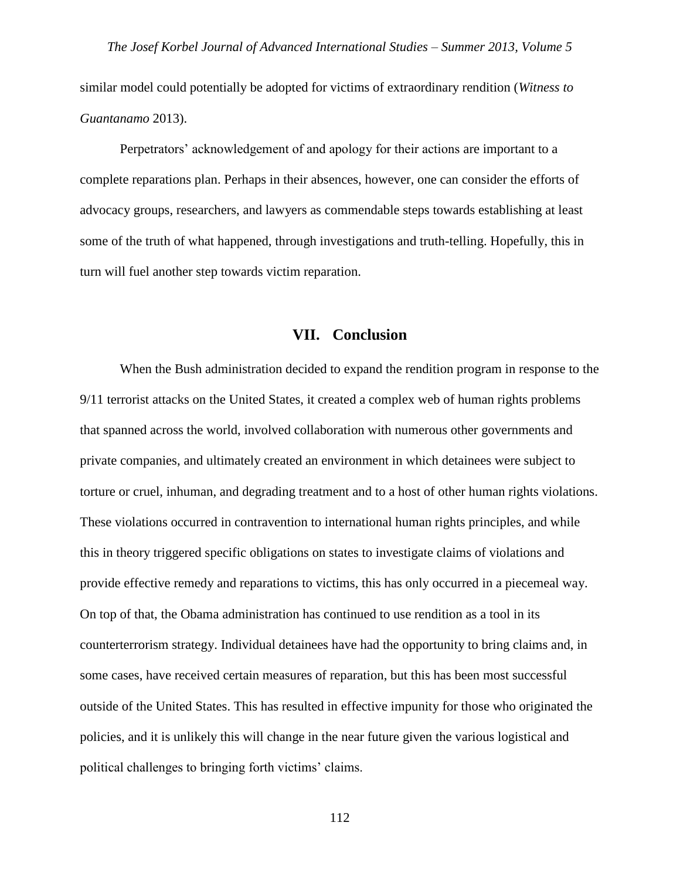similar model could potentially be adopted for victims of extraordinary rendition (*Witness to Guantanamo* 2013).

Perpetrators' acknowledgement of and apology for their actions are important to a complete reparations plan. Perhaps in their absences, however, one can consider the efforts of advocacy groups, researchers, and lawyers as commendable steps towards establishing at least some of the truth of what happened, through investigations and truth-telling. Hopefully, this in turn will fuel another step towards victim reparation.

## VII. Conclusion

When the Bush administration decided to expand the rendition program in response to the 9/11 terrorist attacks on the United States, it created a complex web of human rights problems that spanned across the world, involved collaboration with numerous other governments and private companies, and ultimately created an environment in which detainees were subject to torture or cruel, inhuman, and degrading treatment and to a host of other human rights violations. These violations occurred in contravention to international human rights principles, and while this in theory triggered specific obligations on states to investigate claims of violations and provide effective remedy and reparations to victims, this has only occurred in a piecemeal way. On top of that, the Obama administration has continued to use rendition as a tool in its counterterrorism strategy. Individual detainees have had the opportunity to bring claims and, in some cases, have received certain measures of reparation, but this has been most successful outside of the United States. This has resulted in effective impunity for those who originated the policies, and it is unlikely this will change in the near future given the various logistical and political challenges to bringing forth victims' claims.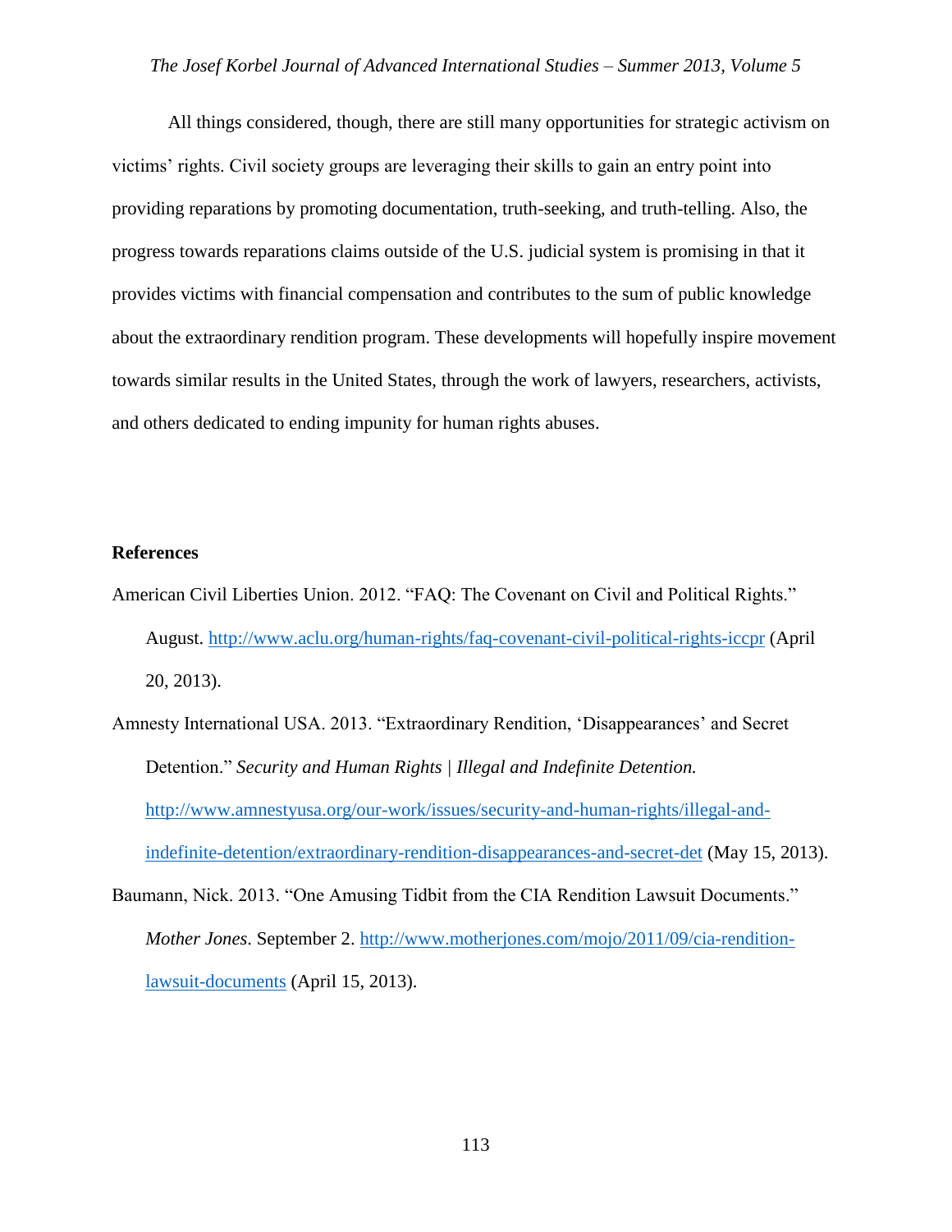All things considered, though, there are still many opportunities for strategic activism on victims' rights. Civil society groups are leveraging their skills to gain an entry point into providing reparations by promoting documentation, truth-seeking, and truth-telling. Also, the progress towards reparations claims outside of the U.S. judicial system is promising in that it provides victims with financial compensation and contributes to the sum of public knowledge about the extraordinary rendition program. These developments will hopefully inspire movement towards similar results in the United States, through the work of lawyers, researchers, activists, and others dedicated to ending impunity for human rights abuses.

**References**

American Civil Liberties Union. 2012. "FAQ: The Covenant on Civil and Political Rights." August. http://www.aclu.org/human-rights/faq-covenant-civil-political-rights-iccpr (April 20, 2013).

Amnesty International USA. 2013. "Extraordinary Rendition, 'Disappearances' and Secret Detention." *Security and Human Rights | Illegal and Indefinite Detention.* http://www.amnestyusa.org/our-work/issues/security-and-human-rights/illegal-and-indefinite-detention/extraordinary-rendition-disappearances-and-secret-det (May 15, 2013).

Baumann, Nick. 2013. "One Amusing Tidbit from the CIA Rendition Lawsuit Documents." *Mother Jones*. September 2. http://www.motherjones.com/mojo/2011/09/cia-rendition-lawsuit-documents (April 15, 2013).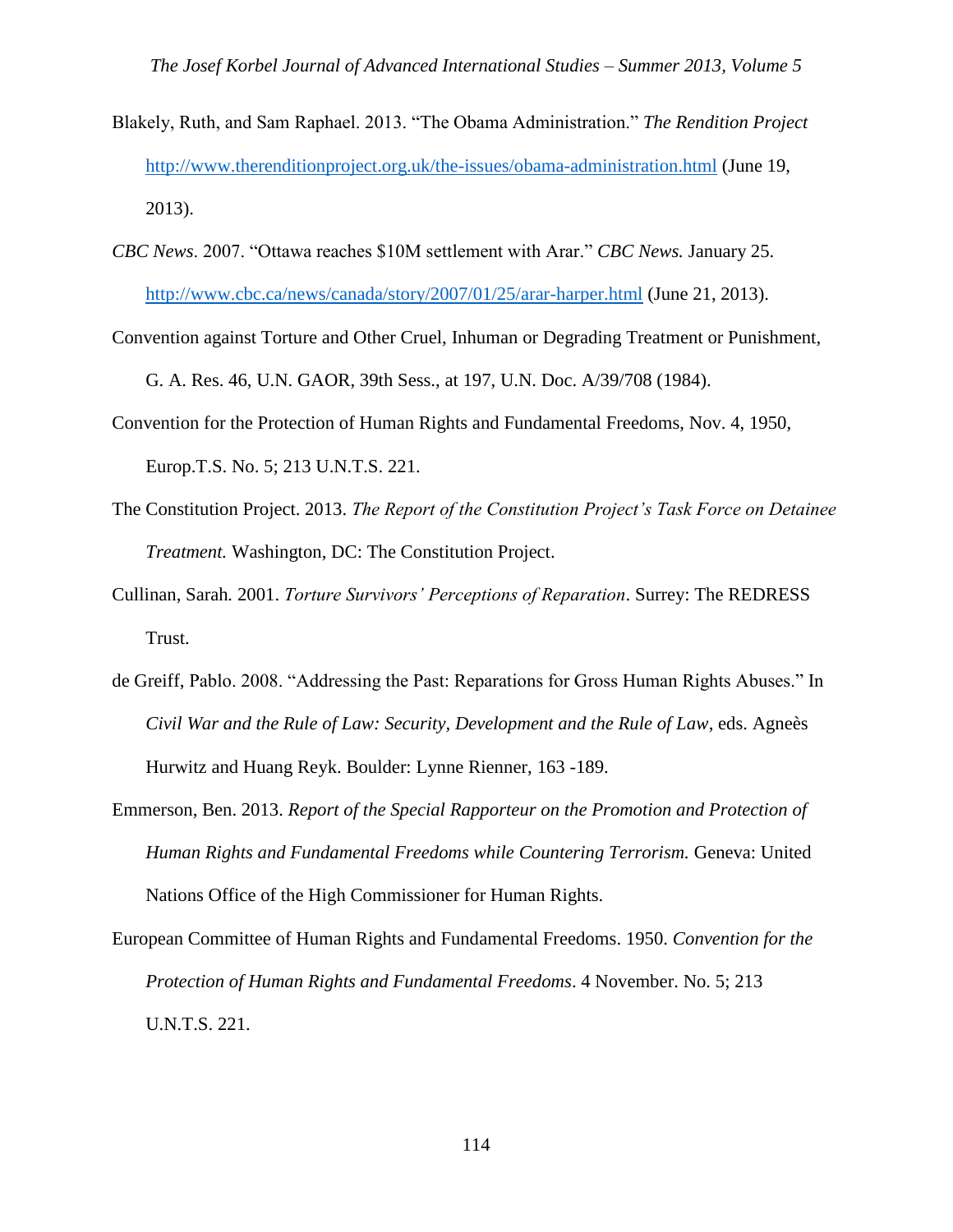Blakely, Ruth, and Sam Raphael. 2013. "The Obama Administration." *The Rendition Project* http://www.therenditionproject.org.uk/the-issues/obama-administration.html (June 19, 2013).

*CBC News*. 2007. "Ottawa reaches $10M settlement with Arar." *CBC News.* January 25. http://www.cbc.ca/news/canada/story/2007/01/25/arar-harper.html (June 21, 2013).

Convention against Torture and Other Cruel, Inhuman or Degrading Treatment or Punishment, G. A. Res. 46, U.N. GAOR, 39th Sess., at 197, U.N. Doc. A/39/708 (1984).

Convention for the Protection of Human Rights and Fundamental Freedoms, Nov. 4, 1950, Europ.T.S. No. 5; 213 U.N.T.S. 221.

The Constitution Project. 2013. *The Report of the Constitution Project's Task Force on Detainee Treatment.* Washington, DC: The Constitution Project.

Cullinan, Sarah. 2001. *Torture Survivors' Perceptions of Reparation*. Surrey: The REDRESS Trust.

de Greiff, Pablo. 2008. "Addressing the Past: Reparations for Gross Human Rights Abuses." In *Civil War and the Rule of Law: Security, Development and the Rule of Law*, eds. Agneès Hurwitz and Huang Reyk. Boulder: Lynne Rienner, 163 -189.

Emmerson, Ben. 2013. *Report of the Special Rapporteur on the Promotion and Protection of Human Rights and Fundamental Freedoms while Countering Terrorism.* Geneva: United Nations Office of the High Commissioner for Human Rights.

European Committee of Human Rights and Fundamental Freedoms. 1950. *Convention for the Protection of Human Rights and Fundamental Freedoms*. 4 November. No. 5; 213 U.N.T.S. 221.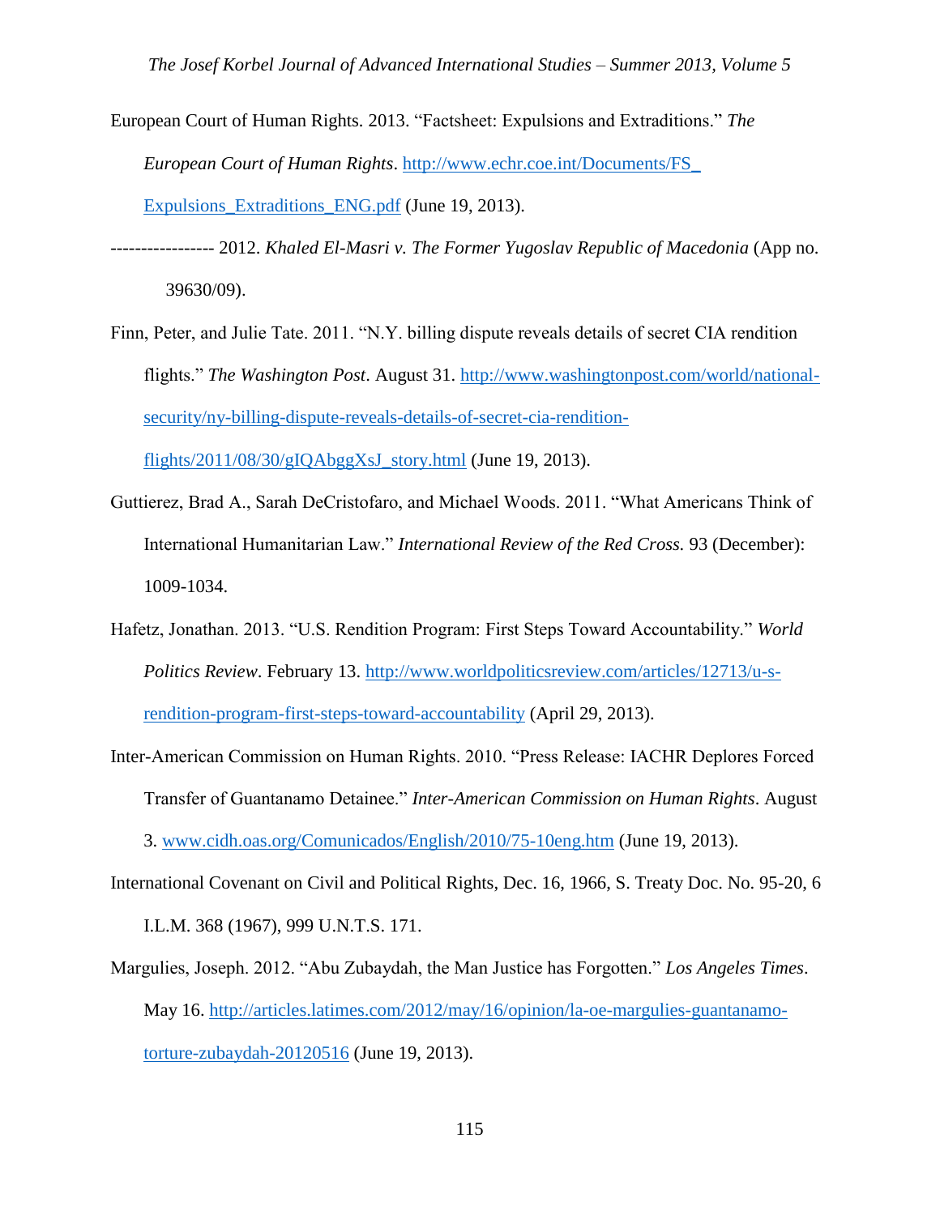European Court of Human Rights. 2013. "Factsheet: Expulsions and Extraditions." *The European Court of Human Rights*. http://www.echr.coe.int/Documents/FS_Expulsions_Extraditions_ENG.pdf (June 19, 2013).

----------------- 2012. *Khaled El-Masri v. The Former Yugoslav Republic of Macedonia* (App no. 39630/09).

Finn, Peter, and Julie Tate. 2011. "N.Y. billing dispute reveals details of secret CIA rendition flights." *The Washington Post*. August 31. http://www.washingtonpost.com/world/national-security/ny-billing-dispute-reveals-details-of-secret-cia-rendition-flights/2011/08/30/gIQAbggXsJ_story.html (June 19, 2013).

Guttierez, Brad A., Sarah DeCristofaro, and Michael Woods. 2011. "What Americans Think of International Humanitarian Law." *International Review of the Red Cross.* 93 (December): 1009-1034.

Hafetz, Jonathan. 2013. "U.S. Rendition Program: First Steps Toward Accountability." *World Politics Review*. February 13. http://www.worldpoliticsreview.com/articles/12713/u-s-rendition-program-first-steps-toward-accountability (April 29, 2013).

Inter-American Commission on Human Rights. 2010. "Press Release: IACHR Deplores Forced Transfer of Guantanamo Detainee." *Inter-American Commission on Human Rights*. August 3. www.cidh.oas.org/Comunicados/English/2010/75-10eng.htm (June 19, 2013).

International Covenant on Civil and Political Rights, Dec. 16, 1966, S. Treaty Doc. No. 95-20, 6 I.L.M. 368 (1967), 999 U.N.T.S. 171.

Margulies, Joseph. 2012. "Abu Zubaydah, the Man Justice has Forgotten." *Los Angeles Times*. May 16. http://articles.latimes.com/2012/may/16/opinion/la-oe-margulies-guantanamo-torture-zubaydah-20120516 (June 19, 2013).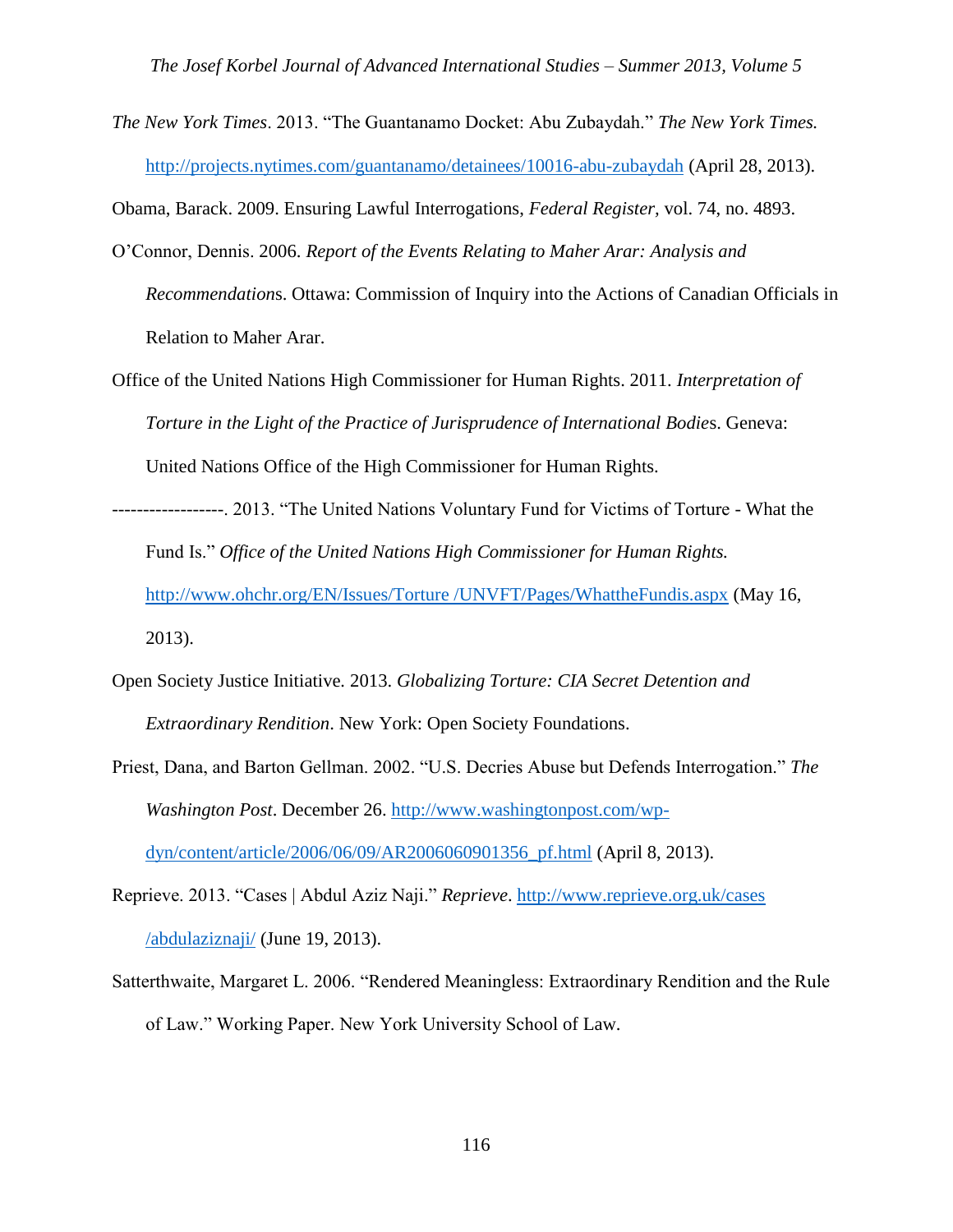*The New York Times*. 2013. "The Guantanamo Docket: Abu Zubaydah." *The New York Times.* http://projects.nytimes.com/guantanamo/detainees/10016-abu-zubaydah (April 28, 2013).

Obama, Barack. 2009. Ensuring Lawful Interrogations, *Federal Register,* vol. 74, no. 4893.

O'Connor, Dennis. 2006. *Report of the Events Relating to Maher Arar: Analysis and Recommendation*s. Ottawa: Commission of Inquiry into the Actions of Canadian Officials in Relation to Maher Arar.

Office of the United Nations High Commissioner for Human Rights. 2011. *Interpretation of Torture in the Light of the Practice of Jurisprudence of International Bodie*s. Geneva: United Nations Office of the High Commissioner for Human Rights.

------------------. 2013. "The United Nations Voluntary Fund for Victims of Torture - What the Fund Is." *Office of the United Nations High Commissioner for Human Rights.* http://www.ohchr.org/EN/Issues/Torture /UNVFT/Pages/WhattheFundis.aspx (May 16, 2013).

Open Society Justice Initiative. 2013. *Globalizing Torture: CIA Secret Detention and Extraordinary Rendition*. New York: Open Society Foundations.

Priest, Dana, and Barton Gellman. 2002. "U.S. Decries Abuse but Defends Interrogation." *The Washington Post*. December 26. http://www.washingtonpost.com/wp-dyn/content/article/2006/06/09/AR2006060901356_pf.html (April 8, 2013).

Reprieve. 2013. "Cases | Abdul Aziz Naji." *Reprieve*. http://www.reprieve.org.uk/cases /abdulaziznaji/ (June 19, 2013).

Satterthwaite, Margaret L. 2006. "Rendered Meaningless: Extraordinary Rendition and the Rule of Law." Working Paper. New York University School of Law.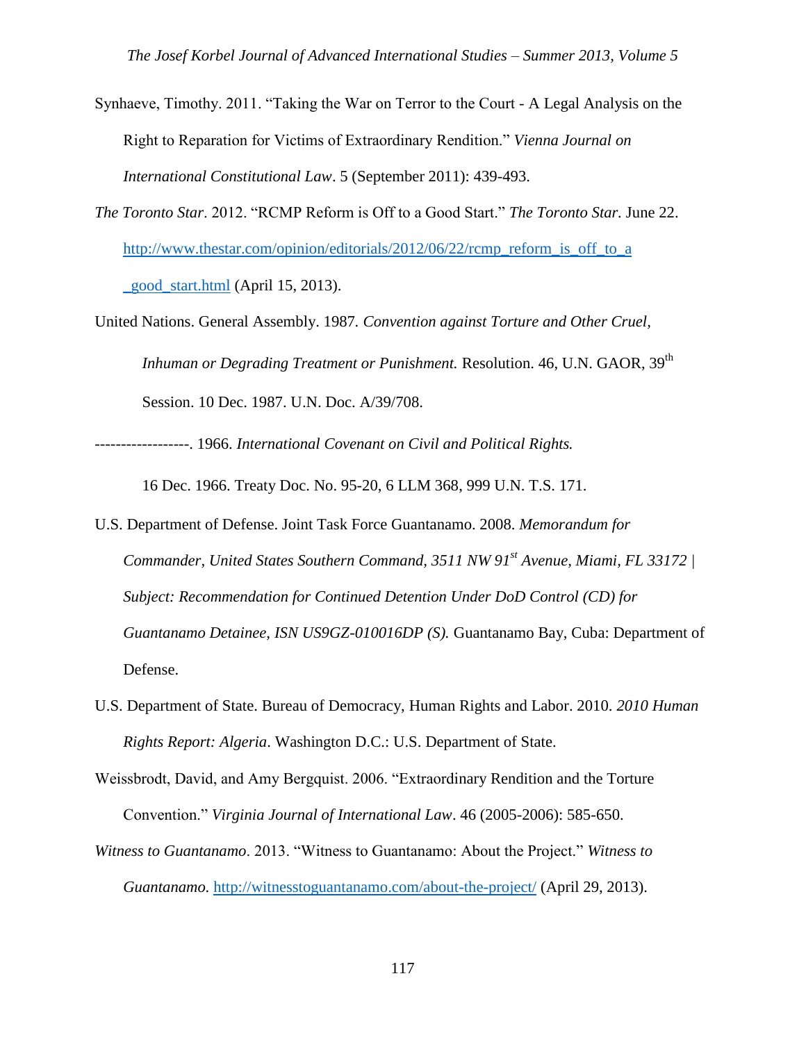Synhaeve, Timothy. 2011. "Taking the War on Terror to the Court - A Legal Analysis on the Right to Reparation for Victims of Extraordinary Rendition." *Vienna Journal on International Constitutional Law*. 5 (September 2011): 439-493.

*The Toronto Star*. 2012. "RCMP Reform is Off to a Good Start." *The Toronto Star.* June 22. http://www.thestar.com/opinion/editorials/2012/06/22/rcmp_reform_is_off_to_a_good_start.html (April 15, 2013).

United Nations. General Assembly. 1987. *Convention against Torture and Other Cruel, Inhuman or Degrading Treatment or Punishment.* Resolution. 46, U.N. GAOR, 39th Session. 10 Dec. 1987. U.N. Doc. A/39/708.

------------------. 1966. *International Covenant on Civil and Political Rights.* 16 Dec. 1966. Treaty Doc. No. 95-20, 6 LLM 368, 999 U.N. T.S. 171.

U.S. Department of Defense. Joint Task Force Guantanamo. 2008. *Memorandum for Commander, United States Southern Command, 3511 NW 91st Avenue, Miami, FL 33172 | Subject: Recommendation for Continued Detention Under DoD Control (CD) for Guantanamo Detainee, ISN US9GZ-010016DP (S).* Guantanamo Bay, Cuba: Department of Defense.

U.S. Department of State. Bureau of Democracy, Human Rights and Labor. 2010. *2010 Human Rights Report: Algeria*. Washington D.C.: U.S. Department of State.

Weissbrodt, David, and Amy Bergquist. 2006. "Extraordinary Rendition and the Torture Convention." *Virginia Journal of International Law*. 46 (2005-2006): 585-650.

*Witness to Guantanamo*. 2013. "Witness to Guantanamo: About the Project." *Witness to Guantanamo.* http://witnesstoguantanamo.com/about-the-project/ (April 29, 2013).